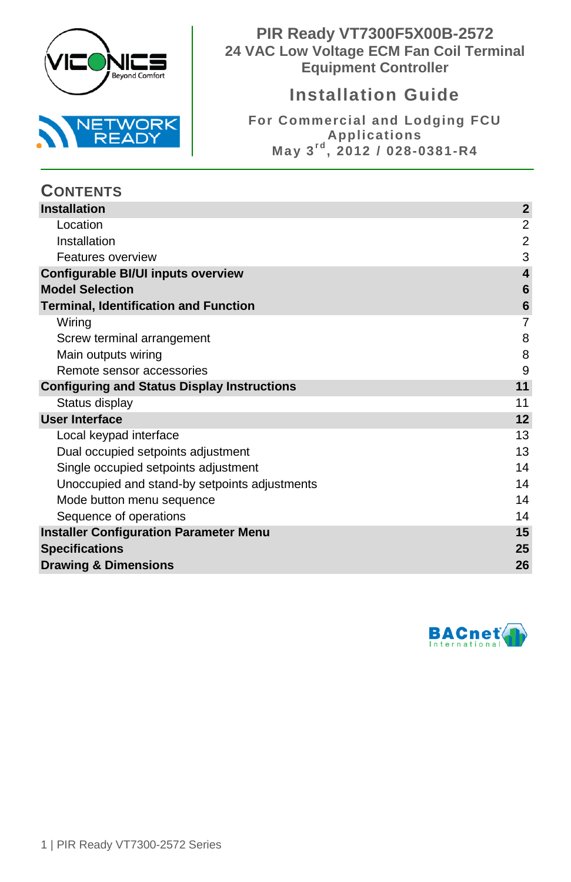# PIR Ready VT7300F5X00B-2572

## 24 VAC Low Voltage ECM Fan Coil Terminal Equipment Controller

## Installation Guide

**For Commercial and Lodging FCU Applications**

**May 3rd, 2012 / 028-0381-R4**

## CONTENTS

| | |
|---|---|
| **Installation** | **2** |
| Location | 2 |
| Installation | 2 |
| Features overview | 3 |
| **Configurable BI/UI inputs overview** | **4** |
| **Model Selection** | **6** |
| **Terminal, Identification and Function** | **6** |
| Wiring | 7 |
| Screw terminal arrangement | 8 |
| Main outputs wiring | 8 |
| Remote sensor accessories | 9 |
| **Configuring and Status Display Instructions** | **11** |
| Status display | 11 |
| **User Interface** | **12** |
| Local keypad interface | 13 |
| Dual occupied setpoints adjustment | 13 |
| Single occupied setpoints adjustment | 14 |
| Unoccupied and stand-by setpoints adjustments | 14 |
| Mode button menu sequence | 14 |
| Sequence of operations | 14 |
| **Installer Configuration Parameter Menu** | **15** |
| **Specifications** | **25** |
| **Drawing & Dimensions** | **26** |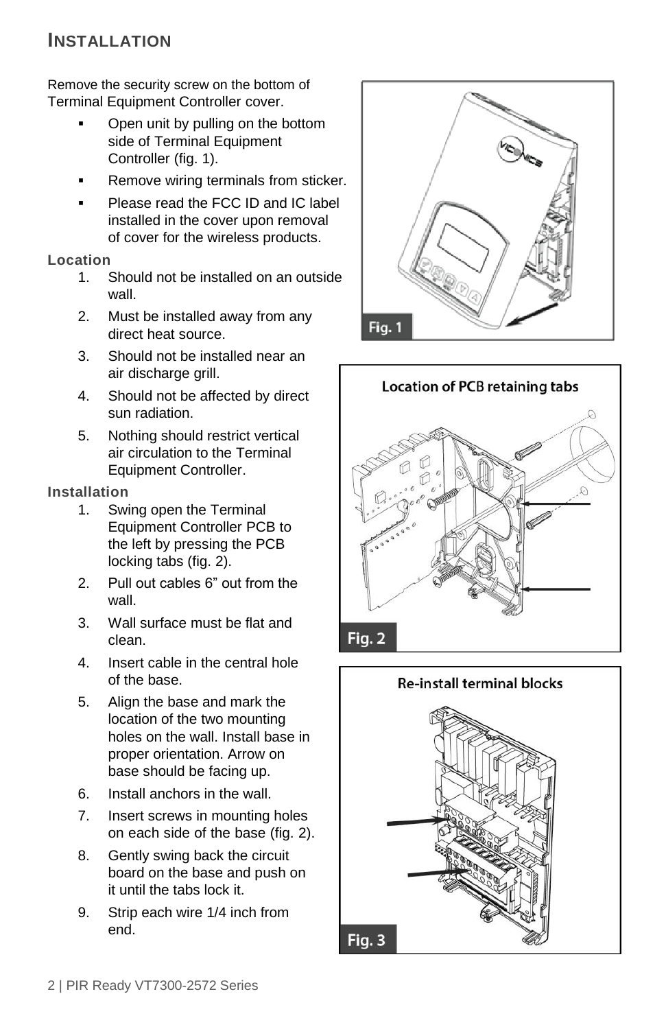## INSTALLATION

Remove the security screw on the bottom of Terminal Equipment Controller cover.

- Open unit by pulling on the bottom side of Terminal Equipment Controller (fig. 1).
- Remove wiring terminals from sticker.
- Please read the FCC ID and IC label installed in the cover upon removal of cover for the wireless products.

### Location

1. Should not be installed on an outside wall.
2. Must be installed away from any direct heat source.
3. Should not be installed near an air discharge grill.
4. Should not be affected by direct sun radiation.
5. Nothing should restrict vertical air circulation to the Terminal Equipment Controller.

### Installation

1. Swing open the Terminal Equipment Controller PCB to the left by pressing the PCB locking tabs (fig. 2).
2. Pull out cables 6" out from the wall.
3. Wall surface must be flat and clean.
4. Insert cable in the central hole of the base.
5. Align the base and mark the location of the two mounting holes on the wall. Install base in proper orientation. Arrow on base should be facing up.
6. Install anchors in the wall.
7. Insert screws in mounting holes on each side of the base (fig. 2).
8. Gently swing back the circuit board on the base and push on it until the tabs lock it.
9. Strip each wire 1/4 inch from end.

Fig. 1

Location of PCB retaining tabs

Fig. 2

Re-install terminal blocks

Fig. 3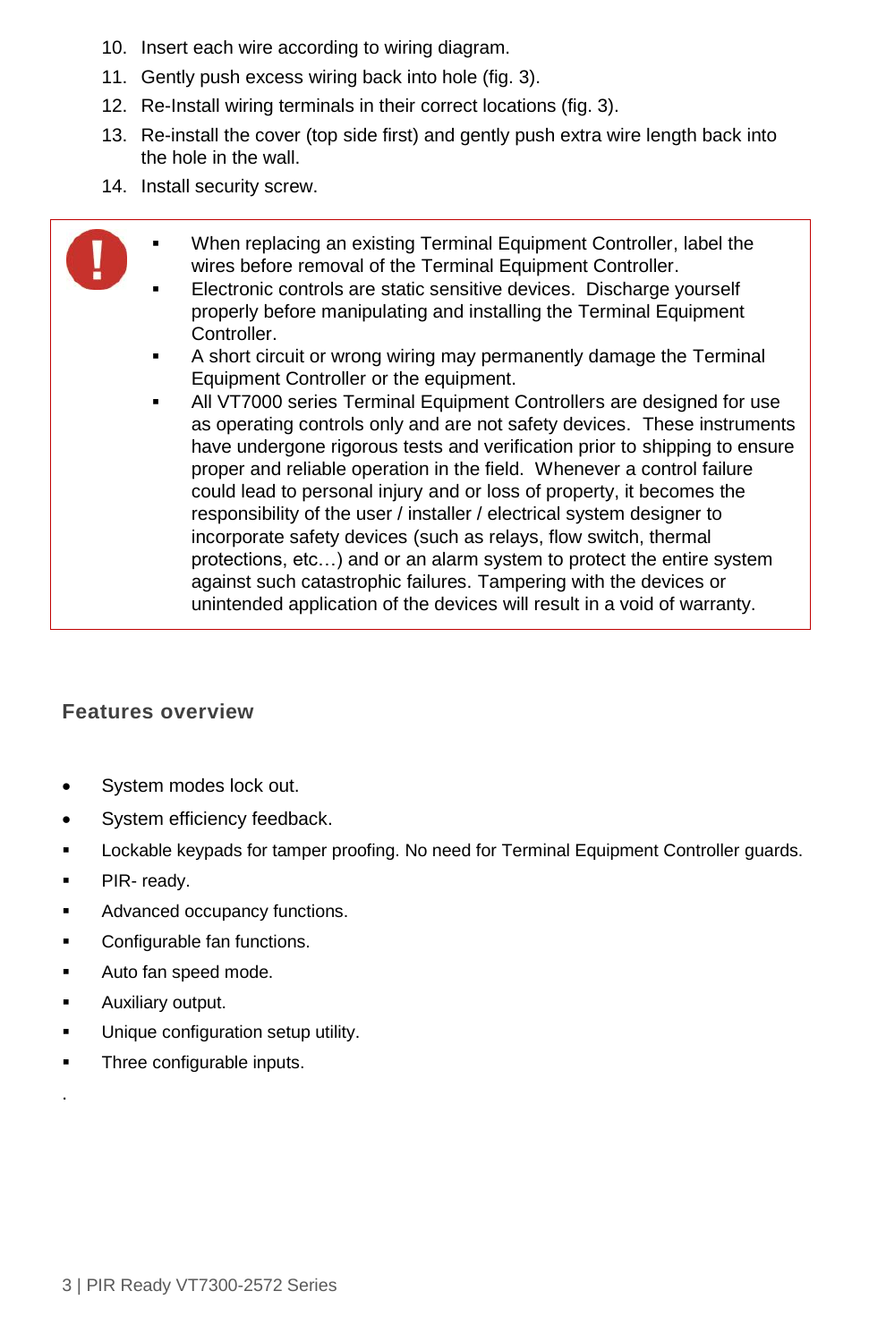10. Insert each wire according to wiring diagram.
11. Gently push excess wiring back into hole (fig. 3).
12. Re-Install wiring terminals in their correct locations (fig. 3).
13. Re-install the cover (top side first) and gently push extra wire length back into the hole in the wall.
14. Install security screw.

> - When replacing an existing Terminal Equipment Controller, label the wires before removal of the Terminal Equipment Controller.
> - Electronic controls are static sensitive devices. Discharge yourself properly before manipulating and installing the Terminal Equipment Controller.
> - A short circuit or wrong wiring may permanently damage the Terminal Equipment Controller or the equipment.
> - All VT7000 series Terminal Equipment Controllers are designed for use as operating controls only and are not safety devices. These instruments have undergone rigorous tests and verification prior to shipping to ensure proper and reliable operation in the field. Whenever a control failure could lead to personal injury and or loss of property, it becomes the responsibility of the user / installer / electrical system designer to incorporate safety devices (such as relays, flow switch, thermal protections, etc…) and or an alarm system to protect the entire system against such catastrophic failures. Tampering with the devices or unintended application of the devices will result in a void of warranty.

## Features overview

- System modes lock out.
- System efficiency feedback.
- Lockable keypads for tamper proofing. No need for Terminal Equipment Controller guards.
- PIR- ready.
- Advanced occupancy functions.
- Configurable fan functions.
- Auto fan speed mode.
- Auxiliary output.
- Unique configuration setup utility.
- Three configurable inputs.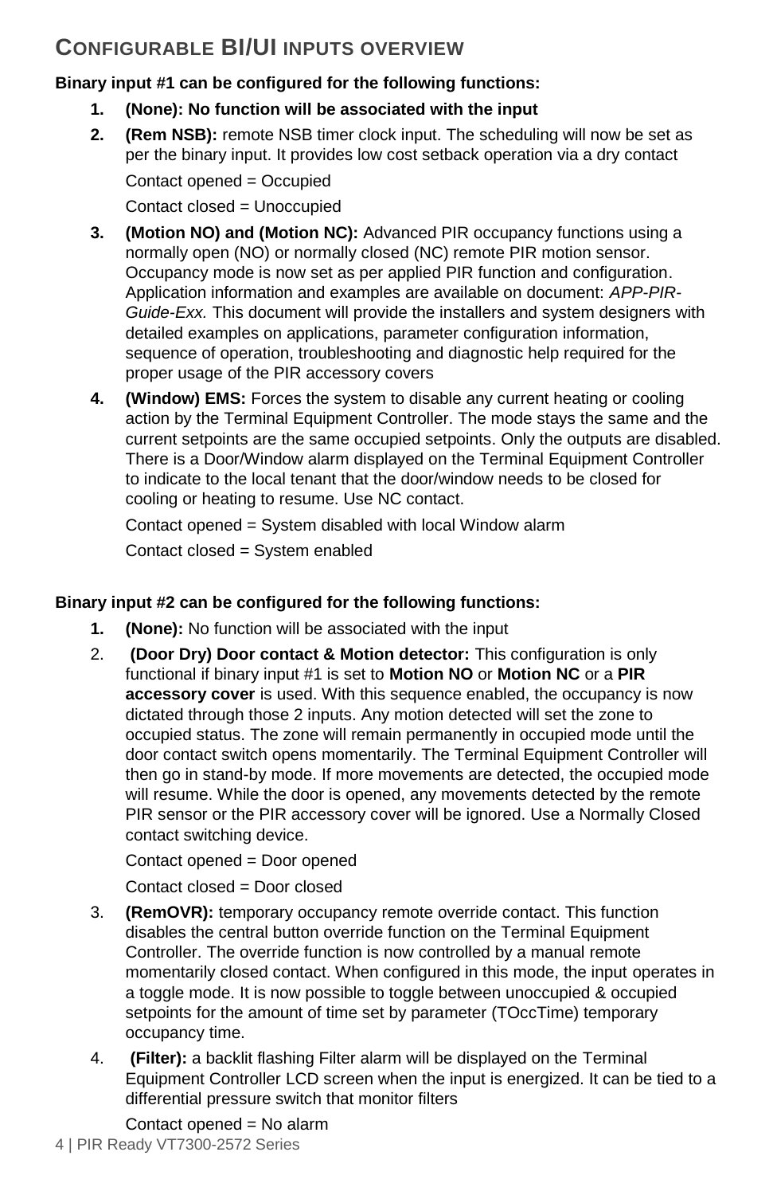## Configurable BI/UI inputs overview

**Binary input #1 can be configured for the following functions:**

1. **(None): No function will be associated with the input**
2. **(Rem NSB):** remote NSB timer clock input. The scheduling will now be set as per the binary input. It provides low cost setback operation via a dry contact

   Contact opened = Occupied

   Contact closed = Unoccupied
3. **(Motion NO) and (Motion NC):** Advanced PIR occupancy functions using a normally open (NO) or normally closed (NC) remote PIR motion sensor. Occupancy mode is now set as per applied PIR function and configuration. Application information and examples are available on document: *APP-PIR-Guide-Exx.* This document will provide the installers and system designers with detailed examples on applications, parameter configuration information, sequence of operation, troubleshooting and diagnostic help required for the proper usage of the PIR accessory covers
4. **(Window) EMS:** Forces the system to disable any current heating or cooling action by the Terminal Equipment Controller. The mode stays the same and the current setpoints are the same occupied setpoints. Only the outputs are disabled. There is a Door/Window alarm displayed on the Terminal Equipment Controller to indicate to the local tenant that the door/window needs to be closed for cooling or heating to resume. Use NC contact.

   Contact opened = System disabled with local Window alarm

   Contact closed = System enabled

**Binary input #2 can be configured for the following functions:**

1. **(None):** No function will be associated with the input
2. **(Door Dry) Door contact & Motion detector:** This configuration is only functional if binary input #1 is set to **Motion NO** or **Motion NC** or a **PIR accessory cover** is used. With this sequence enabled, the occupancy is now dictated through those 2 inputs. Any motion detected will set the zone to occupied status. The zone will remain permanently in occupied mode until the door contact switch opens momentarily. The Terminal Equipment Controller will then go in stand-by mode. If more movements are detected, the occupied mode will resume. While the door is opened, any movements detected by the remote PIR sensor or the PIR accessory cover will be ignored. Use a Normally Closed contact switching device.

   Contact opened = Door opened

   Contact closed = Door closed
3. **(RemOVR):** temporary occupancy remote override contact. This function disables the central button override function on the Terminal Equipment Controller. The override function is now controlled by a manual remote momentarily closed contact. When configured in this mode, the input operates in a toggle mode. It is now possible to toggle between unoccupied & occupied setpoints for the amount of time set by parameter (TOccTime) temporary occupancy time.
4. **(Filter):** a backlit flashing Filter alarm will be displayed on the Terminal Equipment Controller LCD screen when the input is energized. It can be tied to a differential pressure switch that monitor filters

   Contact opened = No alarm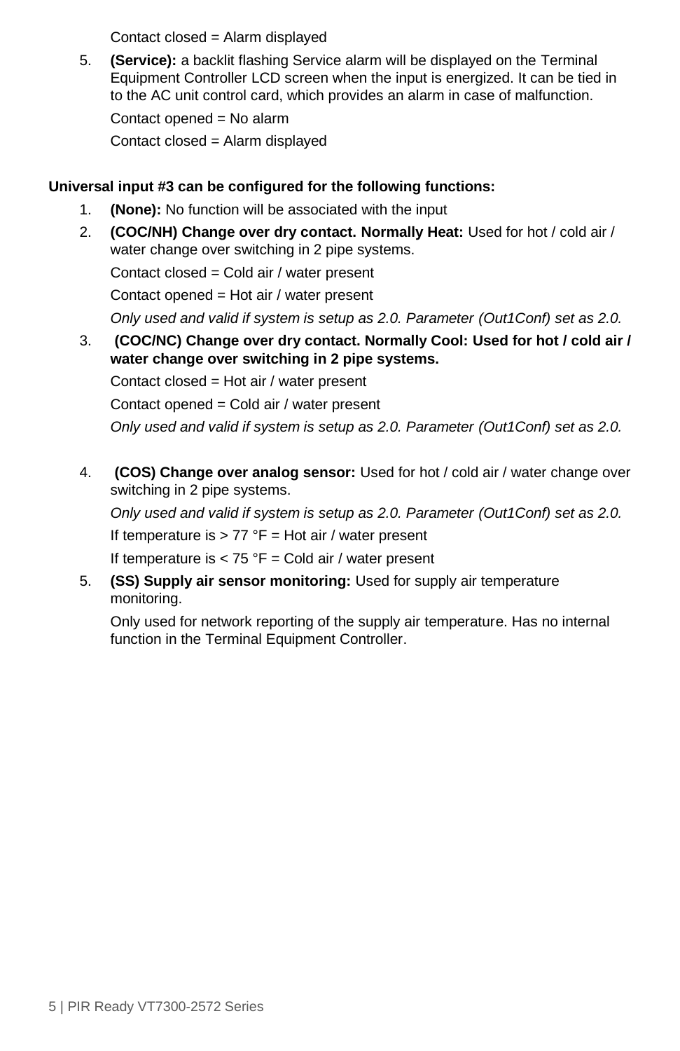Contact closed = Alarm displayed

5. **(Service):** a backlit flashing Service alarm will be displayed on the Terminal Equipment Controller LCD screen when the input is energized. It can be tied in to the AC unit control card, which provides an alarm in case of malfunction.

   Contact opened = No alarm

   Contact closed = Alarm displayed

**Universal input #3 can be configured for the following functions:**

1. **(None):** No function will be associated with the input
2. **(COC/NH) Change over dry contact. Normally Heat:** Used for hot / cold air / water change over switching in 2 pipe systems.

   Contact closed = Cold air / water present

   Contact opened = Hot air / water present

   *Only used and valid if system is setup as 2.0. Parameter (Out1Conf) set as 2.0.*
3. **(COC/NC) Change over dry contact. Normally Cool: Used for hot / cold air / water change over switching in 2 pipe systems.**

   Contact closed = Hot air / water present

   Contact opened = Cold air / water present

   *Only used and valid if system is setup as 2.0. Parameter (Out1Conf) set as 2.0.*

4. **(COS) Change over analog sensor:** Used for hot / cold air / water change over switching in 2 pipe systems.

   *Only used and valid if system is setup as 2.0. Parameter (Out1Conf) set as 2.0.*

   If temperature is > 77 °F = Hot air / water present

   If temperature is < 75 °F = Cold air / water present
5. **(SS) Supply air sensor monitoring:** Used for supply air temperature monitoring.

   Only used for network reporting of the supply air temperature. Has no internal function in the Terminal Equipment Controller.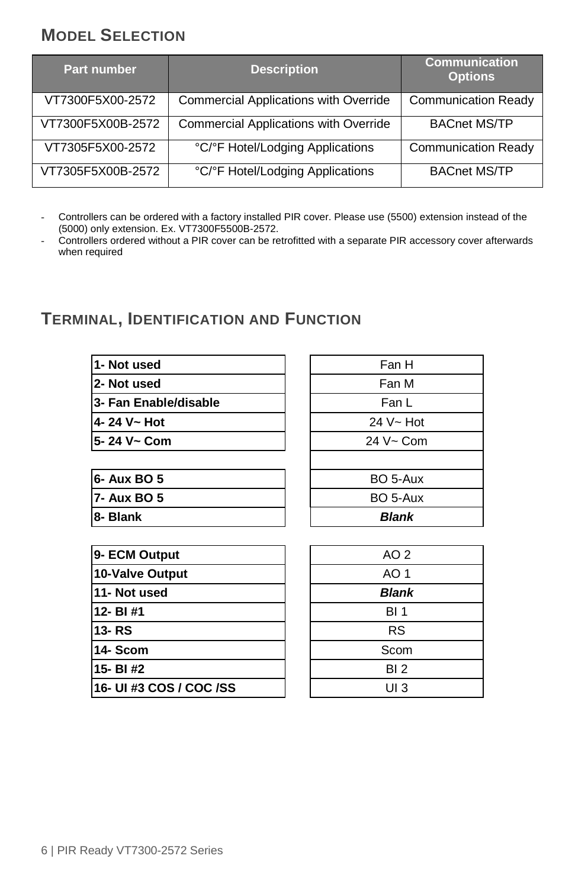## MODEL SELECTION

| Part number | Description | Communication Options |
|---|---|---|
| VT7300F5X00-2572 | Commercial Applications with Override | Communication Ready |
| VT7300F5X00B-2572 | Commercial Applications with Override | BACnet MS/TP |
| VT7305F5X00-2572 | °C/°F Hotel/Lodging Applications | Communication Ready |
| VT7305F5X00B-2572 | °C/°F Hotel/Lodging Applications | BACnet MS/TP |

- Controllers can be ordered with a factory installed PIR cover. Please use (5500) extension instead of the (5000) only extension. Ex. VT7300F5500B-2572.
- Controllers ordered without a PIR cover can be retrofitted with a separate PIR accessory cover afterwards when required

## TERMINAL, IDENTIFICATION AND FUNCTION

| Terminal | Function |
|---|---|
| **1- Not used** | Fan H |
| **2- Not used** | Fan M |
| **3- Fan Enable/disable** | Fan L |
| **4- 24 V~ Hot** | 24 V~ Hot |
| **5- 24 V~ Com** | 24 V~ Com |
| | |
| **6- Aux BO 5** | BO 5-Aux |
| **7- Aux BO 5** | BO 5-Aux |
| **8- Blank** | ***Blank*** |
| | |
| **9- ECM Output** | AO 2 |
| **10-Valve Output** | AO 1 |
| **11- Not used** | ***Blank*** |
| **12- BI #1** | BI 1 |
| **13- RS** | RS |
| **14- Scom** | Scom |
| **15- BI #2** | BI 2 |
| **16- UI #3 COS / COC /SS** | UI 3 |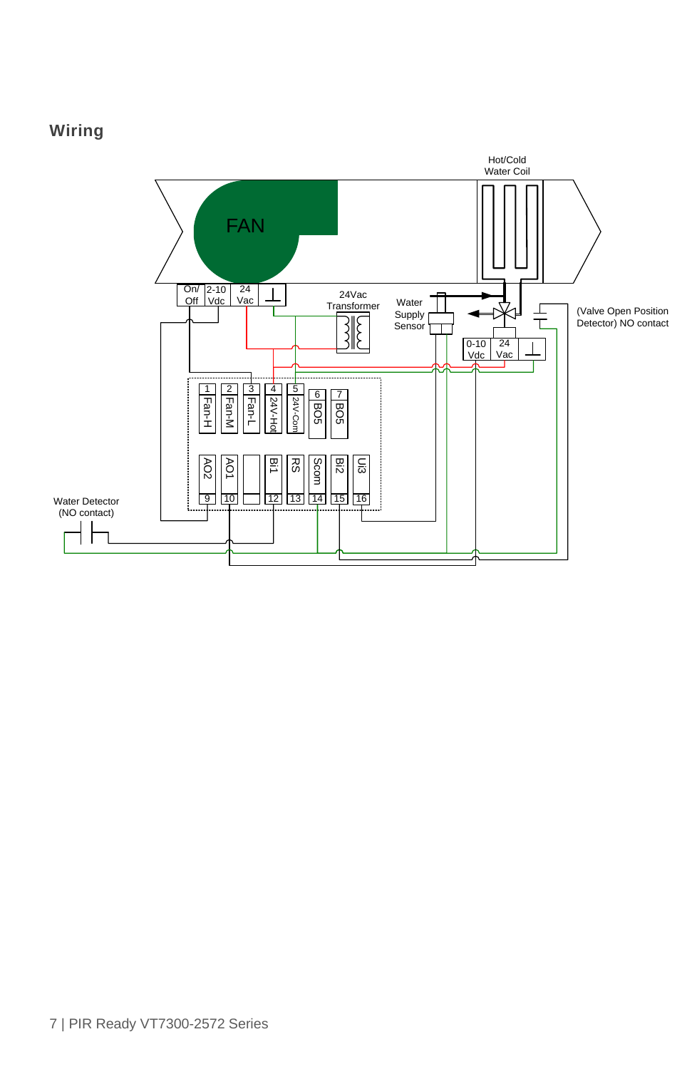## Wiring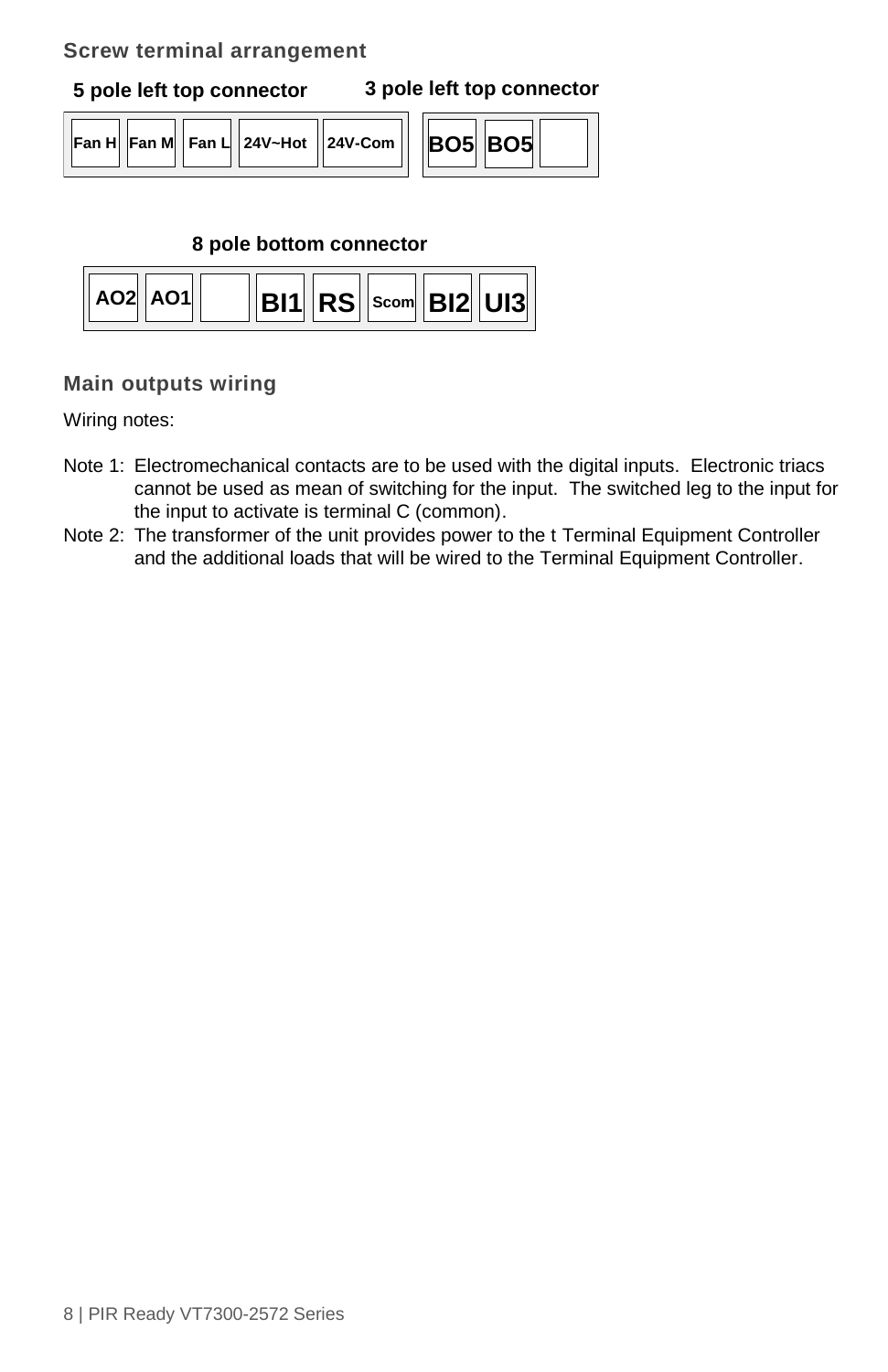## Screw terminal arrangement

**5 pole left top connector**

| Fan H | Fan M | Fan L | 24V~Hot | 24V-Com |
|---|---|---|---|---|

**3 pole left top connector**

| BO5 | BO5 | |
|---|---|---|

**8 pole bottom connector**

| AO2 | AO1 | | BI1 | RS | Scom | BI2 | UI3 |
|---|---|---|---|---|---|---|---|

## Main outputs wiring

Wiring notes:

Note 1: Electromechanical contacts are to be used with the digital inputs. Electronic triacs cannot be used as mean of switching for the input. The switched leg to the input for the input to activate is terminal C (common).

Note 2: The transformer of the unit provides power to the t Terminal Equipment Controller and the additional loads that will be wired to the Terminal Equipment Controller.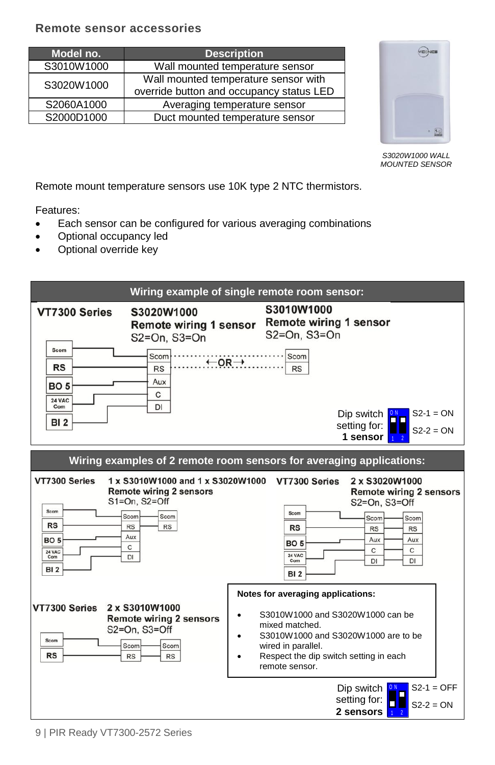## Remote sensor accessories

| Model no. | Description |
| --- | --- |
| S3010W1000 | Wall mounted temperature sensor |
| S3020W1000 | Wall mounted temperature sensor with override button and occupancy status LED |
| S2060A1000 | Averaging temperature sensor |
| S2000D1000 | Duct mounted temperature sensor |

*S3020W1000 WALL MOUNTED SENSOR*

Remote mount temperature sensors use 10K type 2 NTC thermistors.

Features:

- Each sensor can be configured for various averaging combinations
- Optional occupancy led
- Optional override key

### Wiring example of single remote room sensor:

**VT7300 Series** — **S3020W1000 Remote wiring 1 sensor** S2=On, S3=On ←OR→ **S3010W1000 Remote wiring 1 sensor** S2=On, S3=On

Dip switch setting for: **1 sensor** — S2-1 = ON, S2-2 = ON

### Wiring examples of 2 remote room sensors for averaging applications:

**VT7300 Series** — **1 x S3010W1000 and 1 x S3020W1000 Remote wiring 2 sensors** S1=On, S2=Off

**VT7300 Series** — **2 x S3020W1000 Remote wiring 2 sensors** S2=On, S3=Off

**VT7300 Series** — **2 x S3010W1000 Remote wiring 2 sensors** S2=On, S3=Off

**Notes for averaging applications:**

- S3010W1000 and S3020W1000 can be mixed matched.
- S3010W1000 and S3020W1000 are to be wired in parallel.
- Respect the dip switch setting in each remote sensor.

Dip switch setting for: **2 sensors** — S2-1 = OFF, S2-2 = ON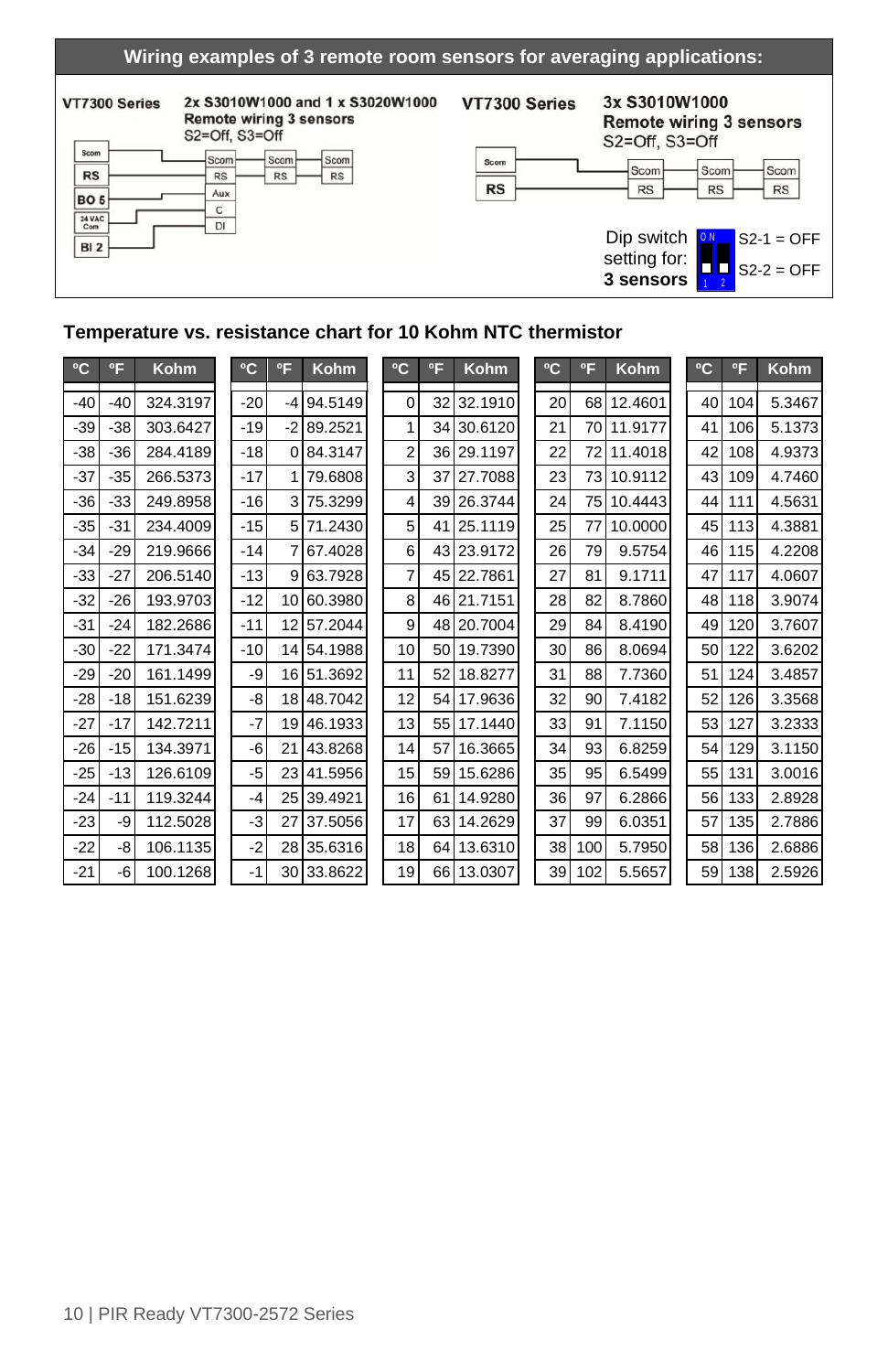## Wiring examples of 3 remote room sensors for averaging applications:

**VT7300 Series** — 2x S3010W1000 and 1 x S3020W1000
Remote wiring 3 sensors
S2=Off, S3=Off

Scom, RS, BO 5, 24 VAC Com, BI 2 → Scom, RS, Aux, C, DI | Scom, RS | Scom, RS

**VT7300 Series** — 3x S3010W1000
Remote wiring 3 sensors
S2=Off, S3=Off

Scom, RS → Scom, RS | Scom, RS | Scom, RS

Dip switch setting for: **3 sensors**
S2-1 = OFF
S2-2 = OFF

### Temperature vs. resistance chart for 10 Kohm NTC thermistor

| ºC | ºF | Kohm | ºC | ºF | Kohm | ºC | ºF | Kohm | ºC | ºF | Kohm | ºC | ºF | Kohm |
|---|---|---|---|---|---|---|---|---|---|---|---|---|---|---|
| -40 | -40 | 324.3197 | -20 | -4 | 94.5149 | 0 | 32 | 32.1910 | 20 | 68 | 12.4601 | 40 | 104 | 5.3467 |
| -39 | -38 | 303.6427 | -19 | -2 | 89.2521 | 1 | 34 | 30.6120 | 21 | 70 | 11.9177 | 41 | 106 | 5.1373 |
| -38 | -36 | 284.4189 | -18 | 0 | 84.3147 | 2 | 36 | 29.1197 | 22 | 72 | 11.4018 | 42 | 108 | 4.9373 |
| -37 | -35 | 266.5373 | -17 | 1 | 79.6808 | 3 | 37 | 27.7088 | 23 | 73 | 10.9112 | 43 | 109 | 4.7460 |
| -36 | -33 | 249.8958 | -16 | 3 | 75.3299 | 4 | 39 | 26.3744 | 24 | 75 | 10.4443 | 44 | 111 | 4.5631 |
| -35 | -31 | 234.4009 | -15 | 5 | 71.2430 | 5 | 41 | 25.1119 | 25 | 77 | 10.0000 | 45 | 113 | 4.3881 |
| -34 | -29 | 219.9666 | -14 | 7 | 67.4028 | 6 | 43 | 23.9172 | 26 | 79 | 9.5754 | 46 | 115 | 4.2208 |
| -33 | -27 | 206.5140 | -13 | 9 | 63.7928 | 7 | 45 | 22.7861 | 27 | 81 | 9.1711 | 47 | 117 | 4.0607 |
| -32 | -26 | 193.9703 | -12 | 10 | 60.3980 | 8 | 46 | 21.7151 | 28 | 82 | 8.7860 | 48 | 118 | 3.9074 |
| -31 | -24 | 182.2686 | -11 | 12 | 57.2044 | 9 | 48 | 20.7004 | 29 | 84 | 8.4190 | 49 | 120 | 3.7607 |
| -30 | -22 | 171.3474 | -10 | 14 | 54.1988 | 10 | 50 | 19.7390 | 30 | 86 | 8.0694 | 50 | 122 | 3.6202 |
| -29 | -20 | 161.1499 | -9 | 16 | 51.3692 | 11 | 52 | 18.8277 | 31 | 88 | 7.7360 | 51 | 124 | 3.4857 |
| -28 | -18 | 151.6239 | -8 | 18 | 48.7042 | 12 | 54 | 17.9636 | 32 | 90 | 7.4182 | 52 | 126 | 3.3568 |
| -27 | -17 | 142.7211 | -7 | 19 | 46.1933 | 13 | 55 | 17.1440 | 33 | 91 | 7.1150 | 53 | 127 | 3.2333 |
| -26 | -15 | 134.3971 | -6 | 21 | 43.8268 | 14 | 57 | 16.3665 | 34 | 93 | 6.8259 | 54 | 129 | 3.1150 |
| -25 | -13 | 126.6109 | -5 | 23 | 41.5956 | 15 | 59 | 15.6286 | 35 | 95 | 6.5499 | 55 | 131 | 3.0016 |
| -24 | -11 | 119.3244 | -4 | 25 | 39.4921 | 16 | 61 | 14.9280 | 36 | 97 | 6.2866 | 56 | 133 | 2.8928 |
| -23 | -9 | 112.5028 | -3 | 27 | 37.5056 | 17 | 63 | 14.2629 | 37 | 99 | 6.0351 | 57 | 135 | 2.7886 |
| -22 | -8 | 106.1135 | -2 | 28 | 35.6316 | 18 | 64 | 13.6310 | 38 | 100 | 5.7950 | 58 | 136 | 2.6886 |
| -21 | -6 | 100.1268 | -1 | 30 | 33.8622 | 19 | 66 | 13.0307 | 39 | 102 | 5.5657 | 59 | 138 | 2.5926 |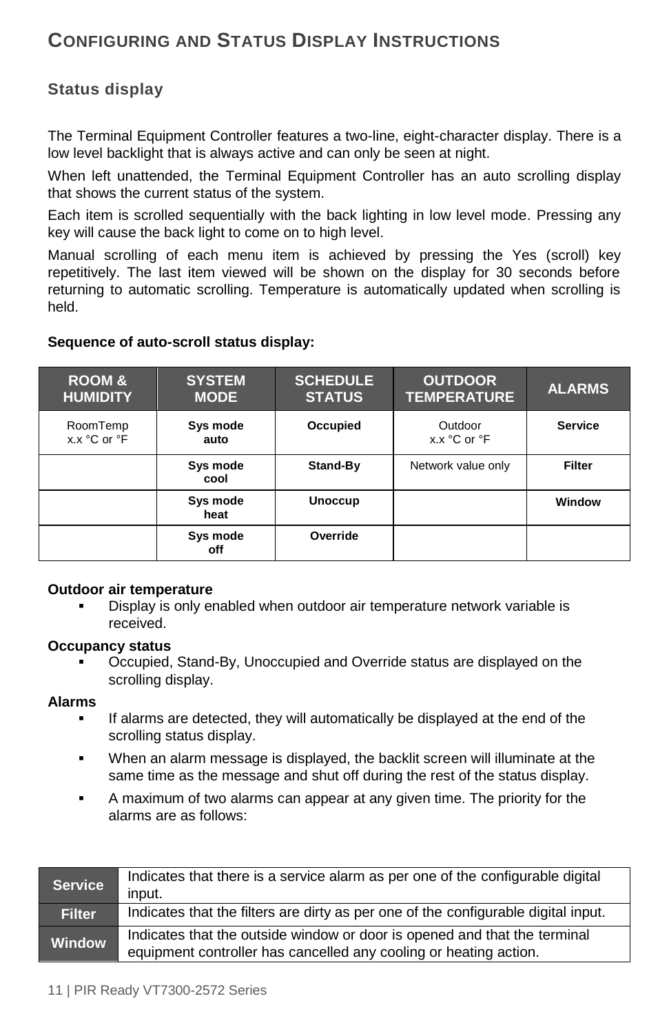# CONFIGURING AND STATUS DISPLAY INSTRUCTIONS

## Status display

The Terminal Equipment Controller features a two-line, eight-character display. There is a low level backlight that is always active and can only be seen at night.

When left unattended, the Terminal Equipment Controller has an auto scrolling display that shows the current status of the system.

Each item is scrolled sequentially with the back lighting in low level mode. Pressing any key will cause the back light to come on to high level.

Manual scrolling of each menu item is achieved by pressing the Yes (scroll) key repetitively. The last item viewed will be shown on the display for 30 seconds before returning to automatic scrolling. Temperature is automatically updated when scrolling is held.

**Sequence of auto-scroll status display:**

| ROOM & HUMIDITY | SYSTEM MODE | SCHEDULE STATUS | OUTDOOR TEMPERATURE | ALARMS |
|---|---|---|---|---|
| RoomTemp x.x °C or °F | **Sys mode auto** | **Occupied** | Outdoor x.x °C or °F | **Service** |
| | **Sys mode cool** | **Stand-By** | Network value only | **Filter** |
| | **Sys mode heat** | **Unoccup** | | **Window** |
| | **Sys mode off** | **Override** | | |

**Outdoor air temperature**

- Display is only enabled when outdoor air temperature network variable is received.

**Occupancy status**

- Occupied, Stand-By, Unoccupied and Override status are displayed on the scrolling display.

**Alarms**

- If alarms are detected, they will automatically be displayed at the end of the scrolling status display.
- When an alarm message is displayed, the backlit screen will illuminate at the same time as the message and shut off during the rest of the status display.
- A maximum of two alarms can appear at any given time. The priority for the alarms are as follows:

| | |
|---|---|
| **Service** | Indicates that there is a service alarm as per one of the configurable digital input. |
| **Filter** | Indicates that the filters are dirty as per one of the configurable digital input. |
| **Window** | Indicates that the outside window or door is opened and that the terminal equipment controller has cancelled any cooling or heating action. |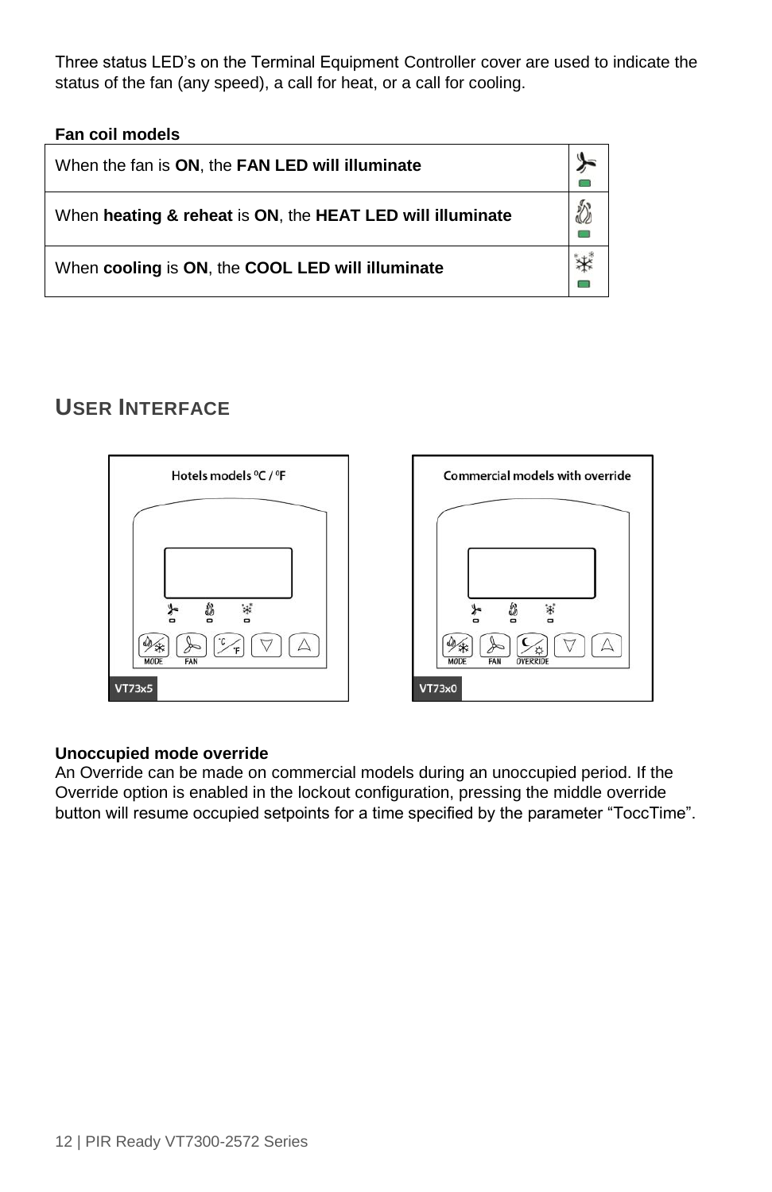Three status LED's on the Terminal Equipment Controller cover are used to indicate the status of the fan (any speed), a call for heat, or a call for cooling.

**Fan coil models**

| | |
|---|---|
| When the fan is **ON**, the **FAN LED will illuminate** | |
| When **heating & reheat** is **ON**, the **HEAT LED will illuminate** | |
| When **cooling** is **ON**, the **COOL LED will illuminate** | |

## USER INTERFACE

Hotels models °C / °F

MODE FAN

VT73x5

Commercial models with override

MODE FAN OVERRIDE

VT73x0

**Unoccupied mode override**

An Override can be made on commercial models during an unoccupied period. If the Override option is enabled in the lockout configuration, pressing the middle override button will resume occupied setpoints for a time specified by the parameter "ToccTime".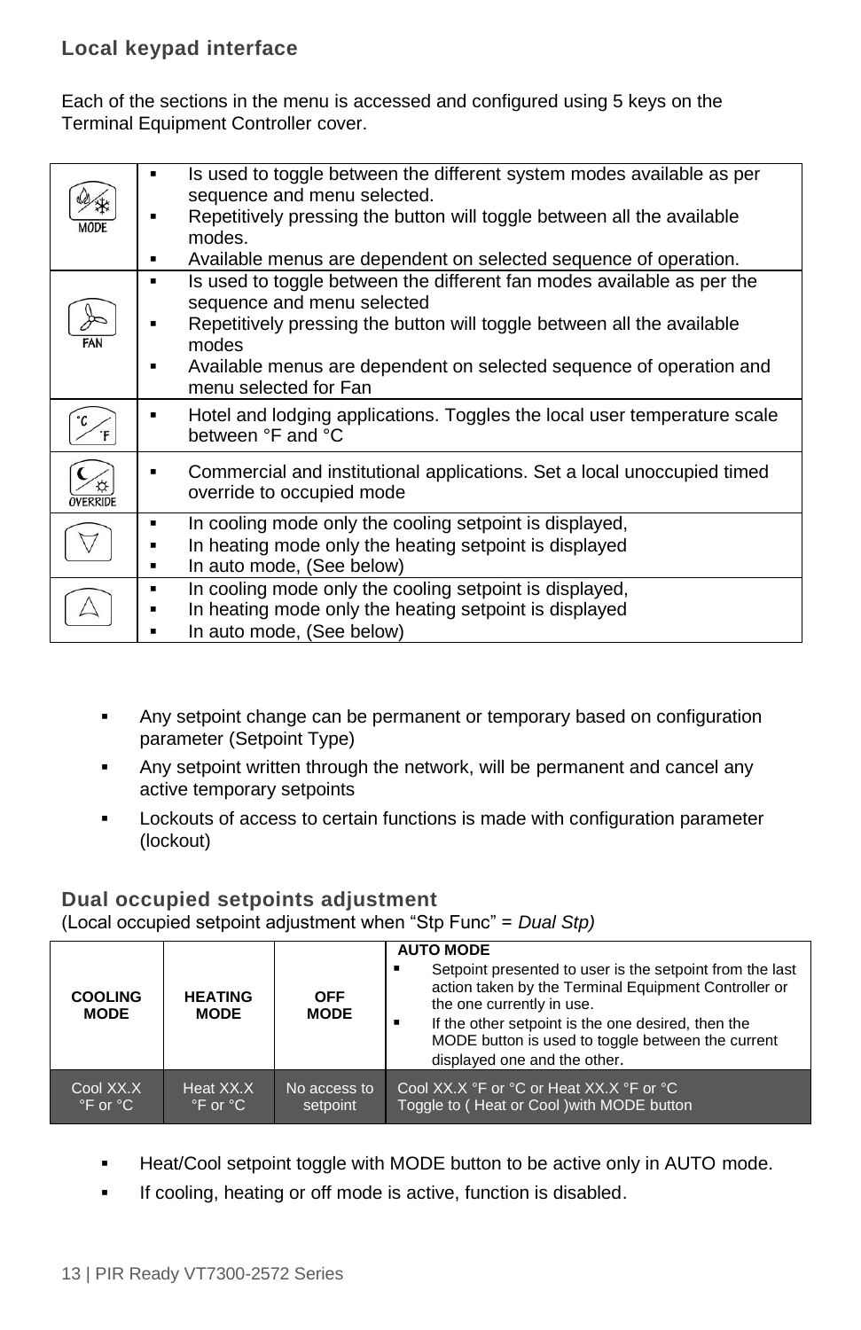## Local keypad interface

Each of the sections in the menu is accessed and configured using 5 keys on the Terminal Equipment Controller cover.

| Key | Description |
|---|---|
| MODE | ▪ Is used to toggle between the different system modes available as per sequence and menu selected.<br>▪ Repetitively pressing the button will toggle between all the available modes.<br>▪ Available menus are dependent on selected sequence of operation. |
| FAN | ▪ Is used to toggle between the different fan modes available as per the sequence and menu selected<br>▪ Repetitively pressing the button will toggle between all the available modes<br>▪ Available menus are dependent on selected sequence of operation and menu selected for Fan |
| °C / °F | ▪ Hotel and lodging applications. Toggles the local user temperature scale between °F and °C |
| OVERRIDE | ▪ Commercial and institutional applications. Set a local unoccupied timed override to occupied mode |
| ▽ | ▪ In cooling mode only the cooling setpoint is displayed,<br>▪ In heating mode only the heating setpoint is displayed<br>▪ In auto mode, (See below) |
| △ | ▪ In cooling mode only the cooling setpoint is displayed,<br>▪ In heating mode only the heating setpoint is displayed<br>▪ In auto mode, (See below) |

- Any setpoint change can be permanent or temporary based on configuration parameter (Setpoint Type)
- Any setpoint written through the network, will be permanent and cancel any active temporary setpoints
- Lockouts of access to certain functions is made with configuration parameter (lockout)

## Dual occupied setpoints adjustment

(Local occupied setpoint adjustment when "Stp Func" = *Dual Stp)*

| COOLING MODE | HEATING MODE | OFF MODE | AUTO MODE<br>▪ Setpoint presented to user is the setpoint from the last action taken by the Terminal Equipment Controller or the one currently in use.<br>▪ If the other setpoint is the one desired, then the MODE button is used to toggle between the current displayed one and the other. |
|---|---|---|---|
| Cool XX.X °F or °C | Heat XX.X °F or °C | No access to setpoint | Cool XX.X °F or °C or Heat XX.X °F or °C<br>Toggle to ( Heat or Cool )with MODE button |

- Heat/Cool setpoint toggle with MODE button to be active only in AUTO mode.
- If cooling, heating or off mode is active, function is disabled.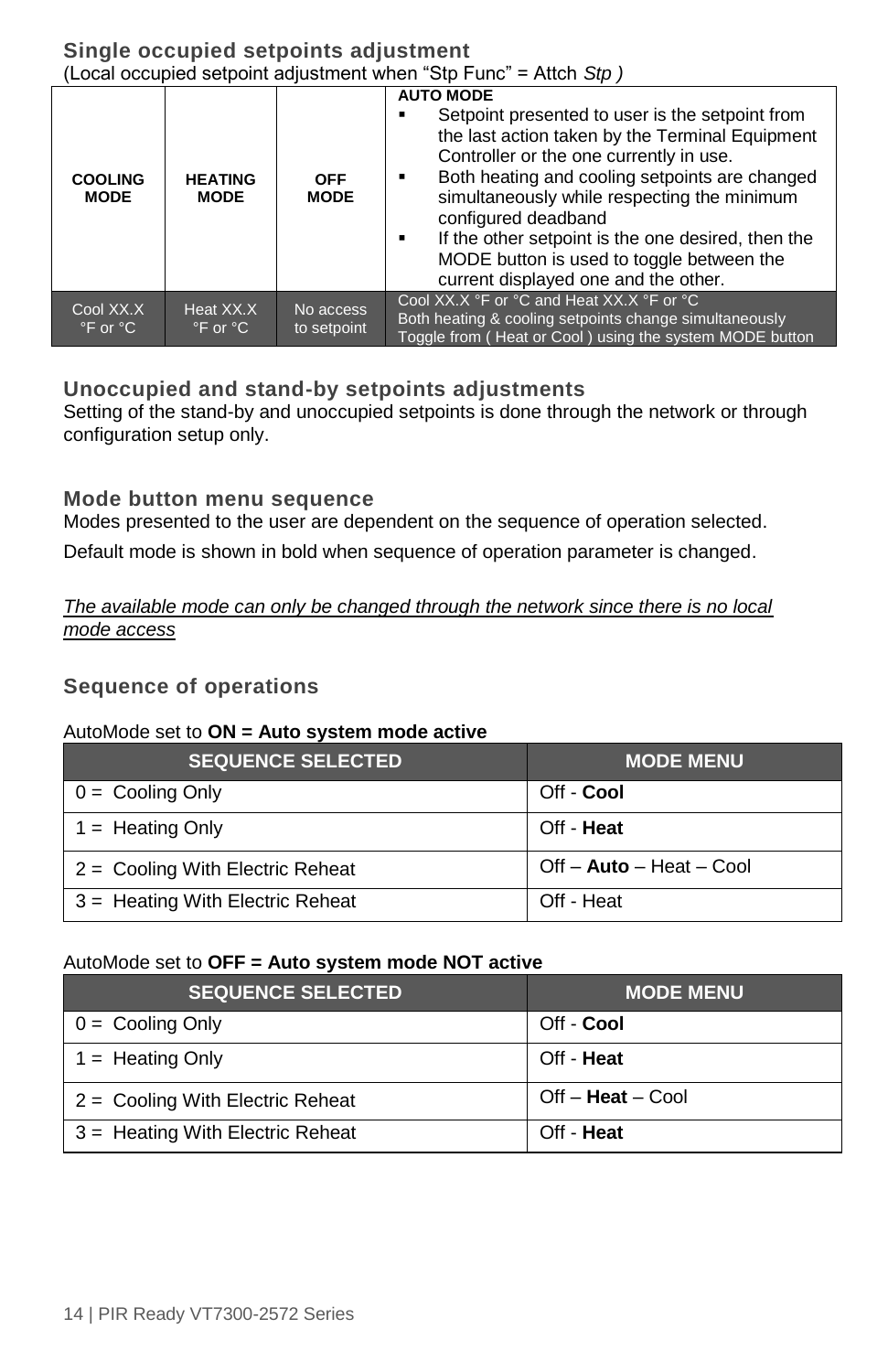## Single occupied setpoints adjustment

(Local occupied setpoint adjustment when "Stp Func" = Attch *Stp )*

| COOLING MODE | HEATING MODE | OFF MODE | AUTO MODE<br>▪ Setpoint presented to user is the setpoint from the last action taken by the Terminal Equipment Controller or the one currently in use.<br>▪ Both heating and cooling setpoints are changed simultaneously while respecting the minimum configured deadband<br>▪ If the other setpoint is the one desired, then the MODE button is used to toggle between the current displayed one and the other. |
|---|---|---|---|
| Cool XX.X °F or °C | Heat XX.X °F or °C | No access to setpoint | Cool XX.X °F or °C and Heat XX.X °F or °C<br>Both heating & cooling setpoints change simultaneously<br>Toggle from ( Heat or Cool ) using the system MODE button |

## Unoccupied and stand-by setpoints adjustments

Setting of the stand-by and unoccupied setpoints is done through the network or through configuration setup only.

## Mode button menu sequence

Modes presented to the user are dependent on the sequence of operation selected.

Default mode is shown in bold when sequence of operation parameter is changed.

*The available mode can only be changed through the network since there is no local mode access*

## Sequence of operations

AutoMode set to **ON = Auto system mode active**

| SEQUENCE SELECTED | MODE MENU |
|---|---|
| 0 = Cooling Only | Off - **Cool** |
| 1 = Heating Only | Off - **Heat** |
| 2 = Cooling With Electric Reheat | Off – **Auto** – Heat – Cool |
| 3 = Heating With Electric Reheat | Off - Heat |

AutoMode set to **OFF = Auto system mode NOT active**

| SEQUENCE SELECTED | MODE MENU |
|---|---|
| 0 = Cooling Only | Off - **Cool** |
| 1 = Heating Only | Off - **Heat** |
| 2 = Cooling With Electric Reheat | Off – **Heat** – Cool |
| 3 = Heating With Electric Reheat | Off - **Heat** |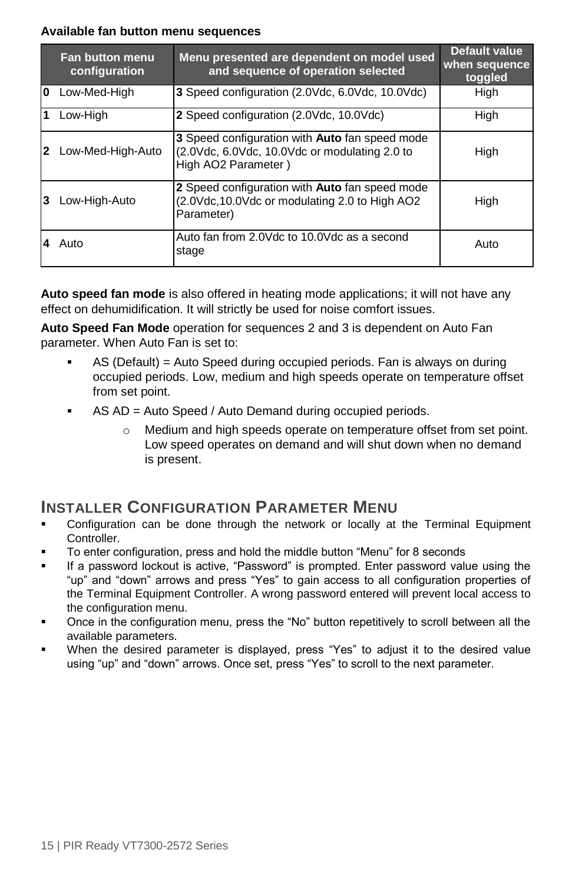**Available fan button menu sequences**

| Fan button menu configuration | Menu presented are dependent on model used and sequence of operation selected | Default value when sequence toggled |
|---|---|---|
| **0** Low-Med-High | **3** Speed configuration (2.0Vdc, 6.0Vdc, 10.0Vdc) | High |
| **1** Low-High | **2** Speed configuration (2.0Vdc, 10.0Vdc) | High |
| **2** Low-Med-High-Auto | **3** Speed configuration with **Auto** fan speed mode (2.0Vdc, 6.0Vdc, 10.0Vdc or modulating 2.0 to High AO2 Parameter ) | High |
| **3** Low-High-Auto | **2** Speed configuration with **Auto** fan speed mode (2.0Vdc,10.0Vdc or modulating 2.0 to High AO2 Parameter) | High |
| **4** Auto | Auto fan from 2.0Vdc to 10.0Vdc as a second stage | Auto |

**Auto speed fan mode** is also offered in heating mode applications; it will not have any effect on dehumidification. It will strictly be used for noise comfort issues.

**Auto Speed Fan Mode** operation for sequences 2 and 3 is dependent on Auto Fan parameter. When Auto Fan is set to:

- AS (Default) = Auto Speed during occupied periods. Fan is always on during occupied periods. Low, medium and high speeds operate on temperature offset from set point.
- AS AD = Auto Speed / Auto Demand during occupied periods.
  - Medium and high speeds operate on temperature offset from set point. Low speed operates on demand and will shut down when no demand is present.

## Installer Configuration Parameter Menu

- Configuration can be done through the network or locally at the Terminal Equipment Controller.
- To enter configuration, press and hold the middle button “Menu” for 8 seconds
- If a password lockout is active, “Password” is prompted. Enter password value using the “up” and “down” arrows and press “Yes” to gain access to all configuration properties of the Terminal Equipment Controller. A wrong password entered will prevent local access to the configuration menu.
- Once in the configuration menu, press the “No” button repetitively to scroll between all the available parameters.
- When the desired parameter is displayed, press “Yes” to adjust it to the desired value using “up” and “down” arrows. Once set, press “Yes” to scroll to the next parameter.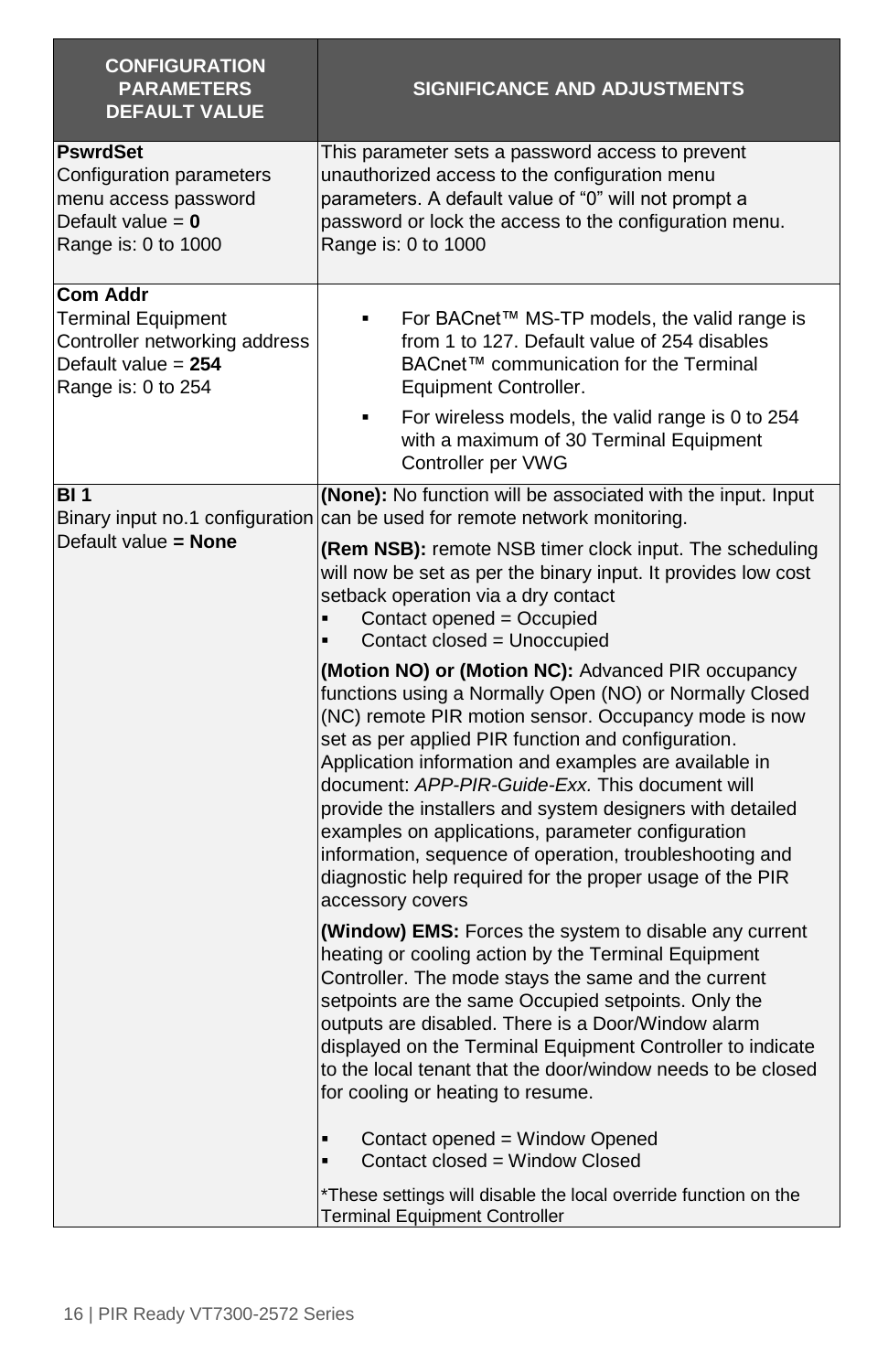| CONFIGURATION PARAMETERS DEFAULT VALUE | SIGNIFICANCE AND ADJUSTMENTS |
|---|---|
| **PswrdSet**<br>Configuration parameters menu access password<br>Default value = **0**<br>Range is: 0 to 1000 | This parameter sets a password access to prevent unauthorized access to the configuration menu parameters. A default value of "0" will not prompt a password or lock the access to the configuration menu.<br>Range is: 0 to 1000 |
| **Com Addr**<br>Terminal Equipment Controller networking address<br>Default value = **254**<br>Range is: 0 to 254 | ▪ For BACnet™ MS-TP models, the valid range is from 1 to 127. Default value of 254 disables BACnet™ communication for the Terminal Equipment Controller.<br>▪ For wireless models, the valid range is 0 to 254 with a maximum of 30 Terminal Equipment Controller per VWG |
| **BI 1**<br>Binary input no.1 configuration<br>Default value **= None** | **(None):** No function will be associated with the input. Input can be used for remote network monitoring.<br><br>**(Rem NSB):** remote NSB timer clock input. The scheduling will now be set as per the binary input. It provides low cost setback operation via a dry contact<br>▪ Contact opened = Occupied<br>▪ Contact closed = Unoccupied<br><br>**(Motion NO) or (Motion NC):** Advanced PIR occupancy functions using a Normally Open (NO) or Normally Closed (NC) remote PIR motion sensor. Occupancy mode is now set as per applied PIR function and configuration. Application information and examples are available in document: *APP-PIR-Guide-Exx.* This document will provide the installers and system designers with detailed examples on applications, parameter configuration information, sequence of operation, troubleshooting and diagnostic help required for the proper usage of the PIR accessory covers<br><br>**(Window) EMS:** Forces the system to disable any current heating or cooling action by the Terminal Equipment Controller. The mode stays the same and the current setpoints are the same Occupied setpoints. Only the outputs are disabled. There is a Door/Window alarm displayed on the Terminal Equipment Controller to indicate to the local tenant that the door/window needs to be closed for cooling or heating to resume.<br><br>▪ Contact opened = Window Opened<br>▪ Contact closed = Window Closed<br><br>*These settings will disable the local override function on the Terminal Equipment Controller |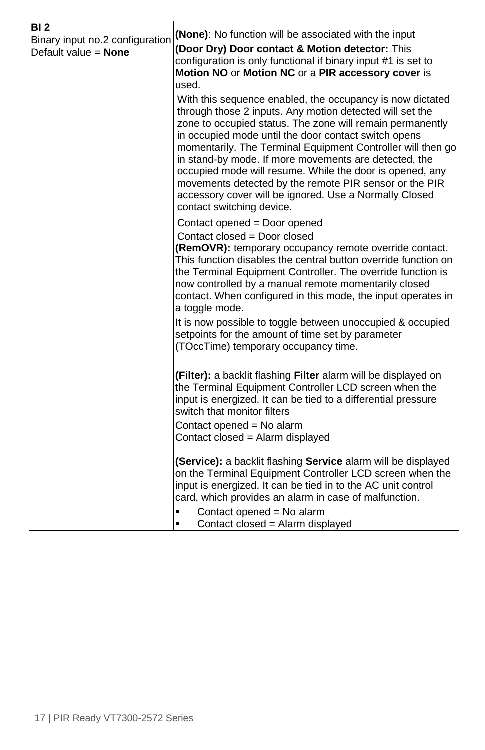| **BI 2**<br>Binary input no.2 configuration<br>Default value = **None** | **(None)**: No function will be associated with the input<br>**(Door Dry) Door contact & Motion detector:** This configuration is only functional if binary input #1 is set to **Motion NO** or **Motion NC** or a **PIR accessory cover** is used.<br>With this sequence enabled, the occupancy is now dictated through those 2 inputs. Any motion detected will set the zone to occupied status. The zone will remain permanently in occupied mode until the door contact switch opens momentarily. The Terminal Equipment Controller will then go in stand-by mode. If more movements are detected, the occupied mode will resume. While the door is opened, any movements detected by the remote PIR sensor or the PIR accessory cover will be ignored. Use a Normally Closed contact switching device.<br>Contact opened = Door opened<br>Contact closed = Door closed<br>**(RemOVR):** temporary occupancy remote override contact. This function disables the central button override function on the Terminal Equipment Controller. The override function is now controlled by a manual remote momentarily closed contact. When configured in this mode, the input operates in a toggle mode.<br>It is now possible to toggle between unoccupied & occupied setpoints for the amount of time set by parameter (TOccTime) temporary occupancy time.<br><br>**(Filter):** a backlit flashing **Filter** alarm will be displayed on the Terminal Equipment Controller LCD screen when the input is energized. It can be tied to a differential pressure switch that monitor filters<br>Contact opened = No alarm<br>Contact closed = Alarm displayed<br><br>**(Service):** a backlit flashing **Service** alarm will be displayed on the Terminal Equipment Controller LCD screen when the input is energized. It can be tied in to the AC unit control card, which provides an alarm in case of malfunction.<br>▪ Contact opened = No alarm<br>▪ Contact closed = Alarm displayed |
|---|---|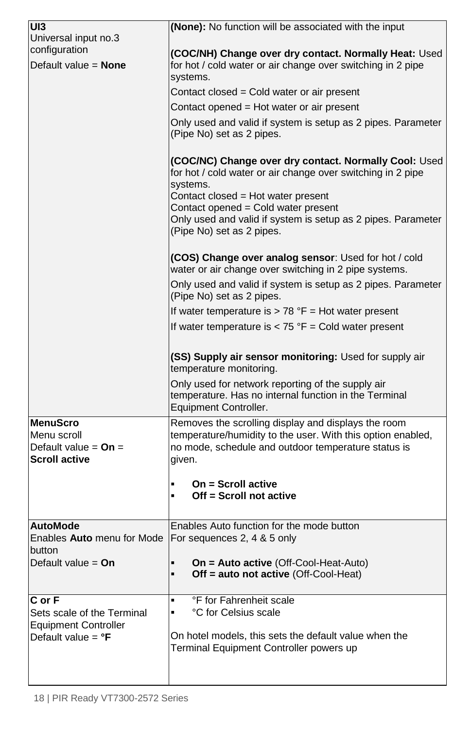| | |
|---|---|
| **UI3**<br>Universal input no.3 configuration<br>Default value = **None** | **(None):** No function will be associated with the input<br><br>**(COC/NH) Change over dry contact. Normally Heat:** Used for hot / cold water or air change over switching in 2 pipe systems.<br>Contact closed = Cold water or air present<br>Contact opened = Hot water or air present<br>Only used and valid if system is setup as 2 pipes. Parameter (Pipe No) set as 2 pipes.<br><br>**(COC/NC) Change over dry contact. Normally Cool:** Used for hot / cold water or air change over switching in 2 pipe systems.<br>Contact closed = Hot water present<br>Contact opened = Cold water present<br>Only used and valid if system is setup as 2 pipes. Parameter (Pipe No) set as 2 pipes.<br><br>**(COS) Change over analog sensor**: Used for hot / cold water or air change over switching in 2 pipe systems.<br>Only used and valid if system is setup as 2 pipes. Parameter (Pipe No) set as 2 pipes.<br>If water temperature is > 78 °F = Hot water present<br>If water temperature is < 75 °F = Cold water present<br><br>**(SS) Supply air sensor monitoring:** Used for supply air temperature monitoring.<br>Only used for network reporting of the supply air temperature. Has no internal function in the Terminal Equipment Controller. |
| **MenuScro**<br>Menu scroll<br>Default value = **On** = **Scroll active** | Removes the scrolling display and displays the room temperature/humidity to the user. With this option enabled, no mode, schedule and outdoor temperature status is given.<br><br>▪ **On = Scroll active**<br>▪ **Off = Scroll not active** |
| **AutoMode**<br>Enables **Auto** menu for Mode button<br>Default value = **On** | Enables Auto function for the mode button<br>For sequences 2, 4 & 5 only<br><br>▪ **On = Auto active** (Off-Cool-Heat-Auto)<br>▪ **Off = auto not active** (Off-Cool-Heat) |
| **C or F**<br>Sets scale of the Terminal Equipment Controller<br>Default value = **°F** | ▪ °F for Fahrenheit scale<br>▪ °C for Celsius scale<br><br>On hotel models, this sets the default value when the Terminal Equipment Controller powers up |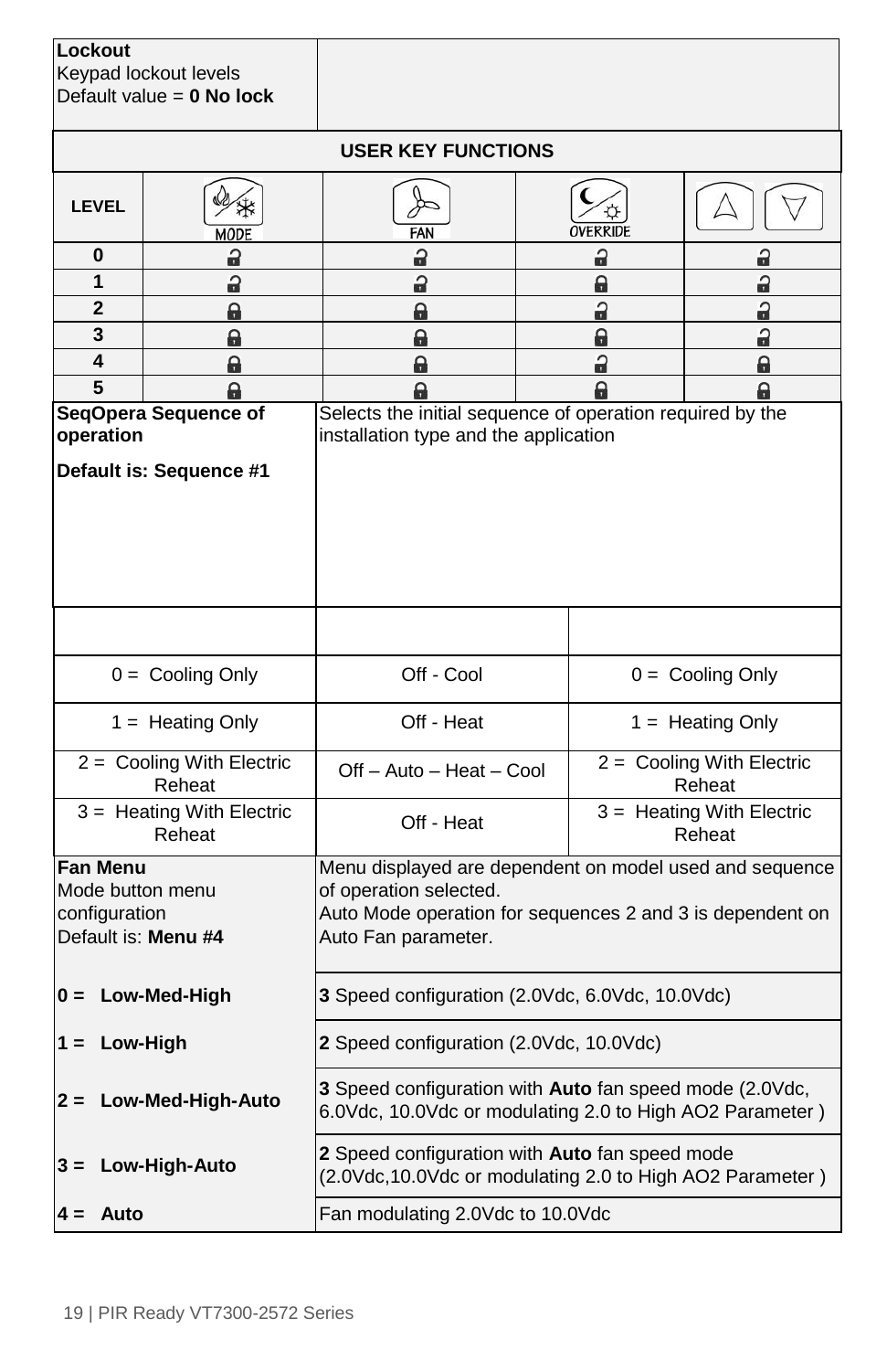| **Lockout**<br>Keypad lockout levels<br>Default value = **0 No lock** | |
|---|---|

**USER KEY FUNCTIONS**

| LEVEL | MODE | FAN | OVERRIDE | △ ▽ |
|---|---|---|---|---|
| 0 | Unlocked | Unlocked | Unlocked | Unlocked |
| 1 | Unlocked | Unlocked | Locked | Unlocked |
| 2 | Locked | Locked | Unlocked | Unlocked |
| 3 | Locked | Locked | Locked | Unlocked |
| 4 | Locked | Locked | Unlocked | Locked |
| 5 | Locked | Locked | Locked | Locked |

| **SeqOpera Sequence of operation**<br><br>**Default is: Sequence #1** | Selects the initial sequence of operation required by the installation type and the application | |
|---|---|---|
| | | |
| 0 = Cooling Only | Off - Cool | 0 = Cooling Only |
| 1 = Heating Only | Off - Heat | 1 = Heating Only |
| 2 = Cooling With Electric Reheat | Off – Auto – Heat – Cool | 2 = Cooling With Electric Reheat |
| 3 = Heating With Electric Reheat | Off - Heat | 3 = Heating With Electric Reheat |

| **Fan Menu**<br>Mode button menu configuration<br>Default is: **Menu #4** | Menu displayed are dependent on model used and sequence of operation selected.<br>Auto Mode operation for sequences 2 and 3 is dependent on Auto Fan parameter. |
|---|---|
| **0 = Low-Med-High** | **3** Speed configuration (2.0Vdc, 6.0Vdc, 10.0Vdc) |
| **1 = Low-High** | **2** Speed configuration (2.0Vdc, 10.0Vdc) |
| **2 = Low-Med-High-Auto** | **3** Speed configuration with **Auto** fan speed mode (2.0Vdc, 6.0Vdc, 10.0Vdc or modulating 2.0 to High AO2 Parameter ) |
| **3 = Low-High-Auto** | **2** Speed configuration with **Auto** fan speed mode (2.0Vdc,10.0Vdc or modulating 2.0 to High AO2 Parameter ) |
| **4 = Auto** | Fan modulating 2.0Vdc to 10.0Vdc |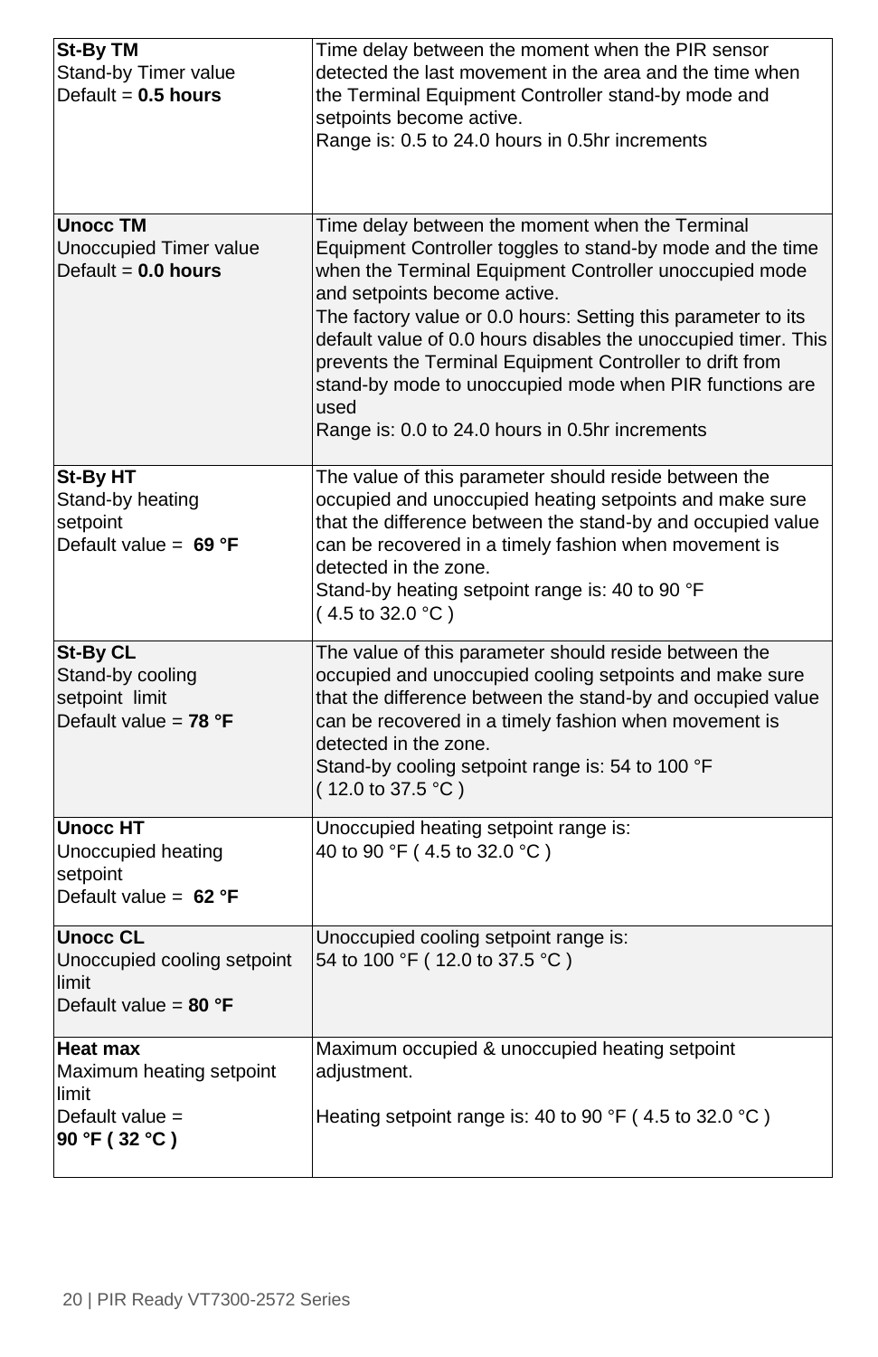| | |
|---|---|
| **St-By TM**<br>Stand-by Timer value<br>Default = **0.5 hours** | Time delay between the moment when the PIR sensor detected the last movement in the area and the time when the Terminal Equipment Controller stand-by mode and setpoints become active.<br>Range is: 0.5 to 24.0 hours in 0.5hr increments |
| **Unocc TM**<br>Unoccupied Timer value<br>Default = **0.0 hours** | Time delay between the moment when the Terminal Equipment Controller toggles to stand-by mode and the time when the Terminal Equipment Controller unoccupied mode and setpoints become active.<br>The factory value or 0.0 hours: Setting this parameter to its default value of 0.0 hours disables the unoccupied timer. This prevents the Terminal Equipment Controller to drift from stand-by mode to unoccupied mode when PIR functions are used<br>Range is: 0.0 to 24.0 hours in 0.5hr increments |
| **St-By HT**<br>Stand-by heating setpoint<br>Default value = **69 °F** | The value of this parameter should reside between the occupied and unoccupied heating setpoints and make sure that the difference between the stand-by and occupied value can be recovered in a timely fashion when movement is detected in the zone.<br>Stand-by heating setpoint range is: 40 to 90 °F ( 4.5 to 32.0 °C ) |
| **St-By CL**<br>Stand-by cooling setpoint limit<br>Default value = **78 °F** | The value of this parameter should reside between the occupied and unoccupied cooling setpoints and make sure that the difference between the stand-by and occupied value can be recovered in a timely fashion when movement is detected in the zone.<br>Stand-by cooling setpoint range is: 54 to 100 °F ( 12.0 to 37.5 °C ) |
| **Unocc HT**<br>Unoccupied heating setpoint<br>Default value = **62 °F** | Unoccupied heating setpoint range is:<br>40 to 90 °F ( 4.5 to 32.0 °C ) |
| **Unocc CL**<br>Unoccupied cooling setpoint limit<br>Default value = **80 °F** | Unoccupied cooling setpoint range is:<br>54 to 100 °F ( 12.0 to 37.5 °C ) |
| **Heat max**<br>Maximum heating setpoint limit<br>Default value =<br>**90 °F ( 32 °C )** | Maximum occupied & unoccupied heating setpoint adjustment.<br><br>Heating setpoint range is: 40 to 90 °F ( 4.5 to 32.0 °C ) |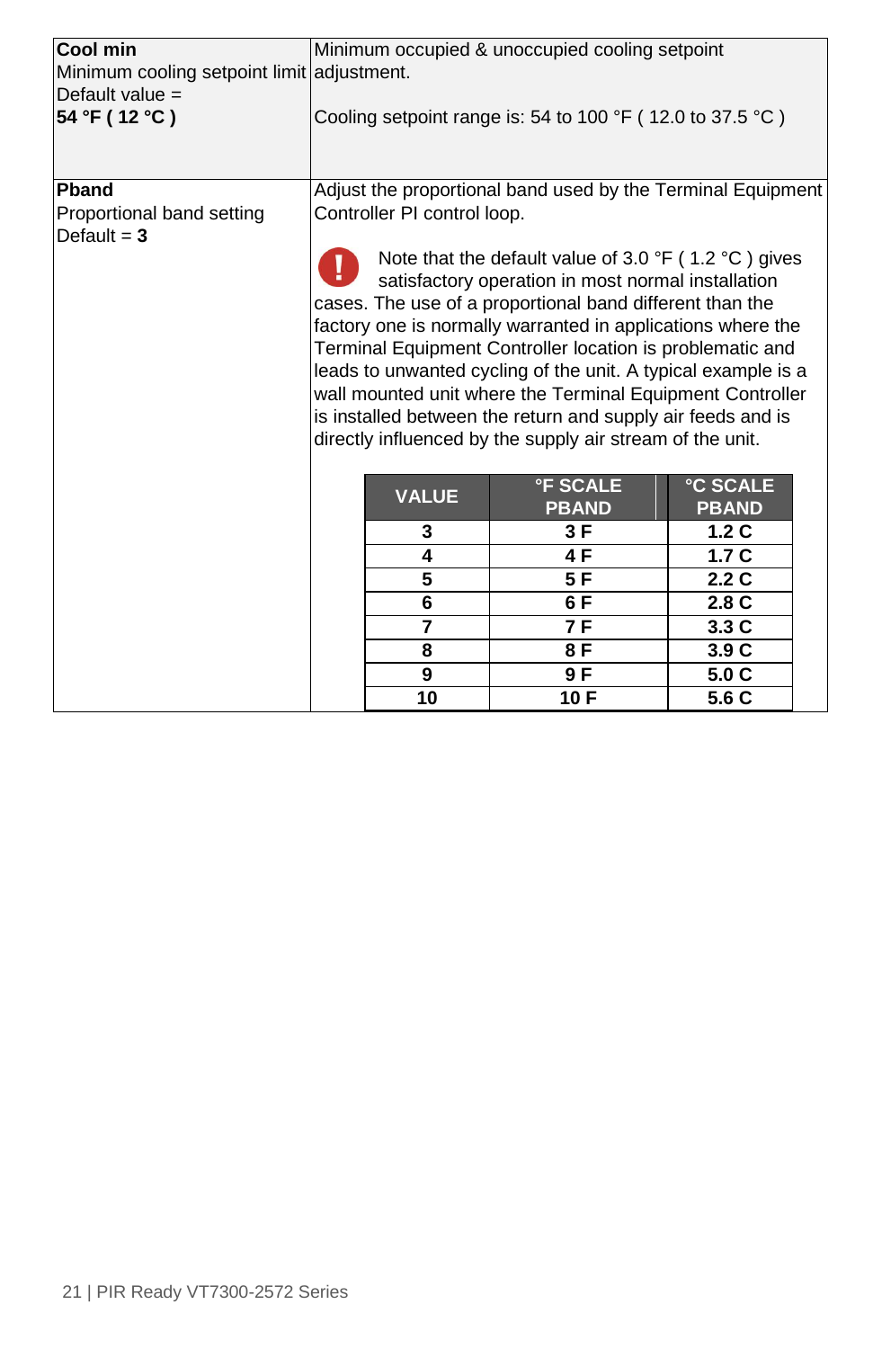| | |
|---|---|
| **Cool min**<br>Minimum cooling setpoint limit<br>Default value =<br>**54 °F ( 12 °C )** | Minimum occupied & unoccupied cooling setpoint adjustment.<br><br>Cooling setpoint range is: 54 to 100 °F ( 12.0 to 37.5 °C ) |
| **Pband**<br>Proportional band setting<br>Default = **3** | Adjust the proportional band used by the Terminal Equipment Controller PI control loop.<br><br>**!** Note that the default value of 3.0 °F ( 1.2 °C ) gives satisfactory operation in most normal installation cases. The use of a proportional band different than the factory one is normally warranted in applications where the Terminal Equipment Controller location is problematic and leads to unwanted cycling of the unit. A typical example is a wall mounted unit where the Terminal Equipment Controller is installed between the return and supply air feeds and is directly influenced by the supply air stream of the unit. |

| VALUE | °F SCALE PBAND | °C SCALE PBAND |
|---|---|---|
| **3** | **3 F** | **1.2 C** |
| **4** | **4 F** | **1.7 C** |
| **5** | **5 F** | **2.2 C** |
| **6** | **6 F** | **2.8 C** |
| **7** | **7 F** | **3.3 C** |
| **8** | **8 F** | **3.9 C** |
| **9** | **9 F** | **5.0 C** |
| **10** | **10 F** | **5.6 C** |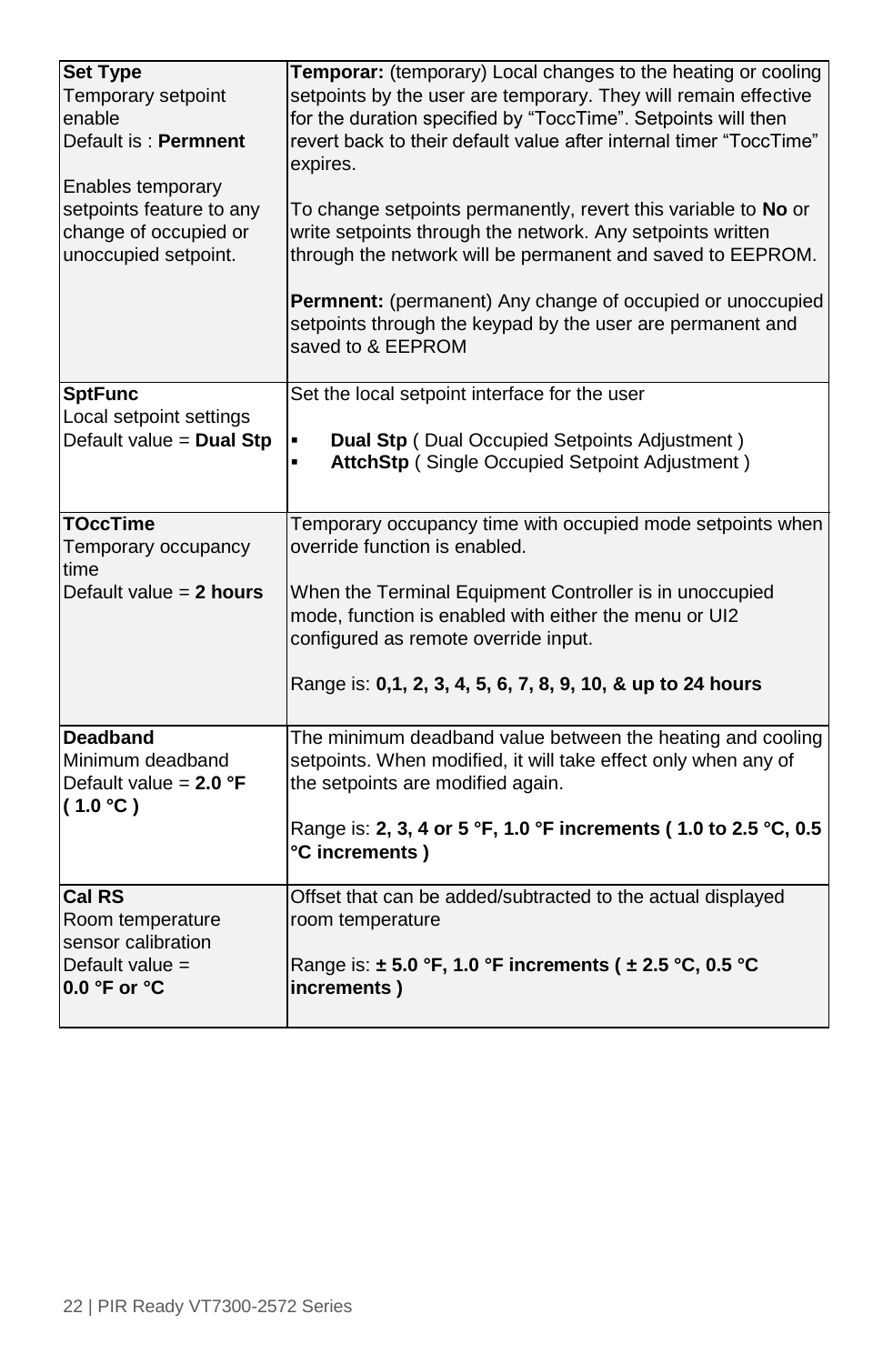| | |
|---|---|
| **Set Type**<br>Temporary setpoint enable<br>Default is : **Permnent**<br><br>Enables temporary setpoints feature to any change of occupied or unoccupied setpoint. | **Temporar:** (temporary) Local changes to the heating or cooling setpoints by the user are temporary. They will remain effective for the duration specified by “ToccTime”. Setpoints will then revert back to their default value after internal timer “ToccTime” expires.<br><br>To change setpoints permanently, revert this variable to **No** or write setpoints through the network. Any setpoints written through the network will be permanent and saved to EEPROM.<br><br>**Permnent:** (permanent) Any change of occupied or unoccupied setpoints through the keypad by the user are permanent and saved to & EEPROM |
| **SptFunc**<br>Local setpoint settings<br>Default value = **Dual Stp** | Set the local setpoint interface for the user<br><br>▪ **Dual Stp** ( Dual Occupied Setpoints Adjustment )<br>▪ **AttchStp** ( Single Occupied Setpoint Adjustment ) |
| **TOccTime**<br>Temporary occupancy time<br>Default value = **2 hours** | Temporary occupancy time with occupied mode setpoints when override function is enabled.<br><br>When the Terminal Equipment Controller is in unoccupied mode, function is enabled with either the menu or UI2 configured as remote override input.<br><br>Range is: **0,1, 2, 3, 4, 5, 6, 7, 8, 9, 10, & up to 24 hours** |
| **Deadband**<br>Minimum deadband<br>Default value = **2.0 °F ( 1.0 °C )** | The minimum deadband value between the heating and cooling setpoints. When modified, it will take effect only when any of the setpoints are modified again.<br><br>Range is: **2, 3, 4 or 5 °F, 1.0 °F increments ( 1.0 to 2.5 °C, 0.5 °C increments )** |
| **Cal RS**<br>Room temperature sensor calibration<br>Default value =<br>**0.0 °F or °C** | Offset that can be added/subtracted to the actual displayed room temperature<br><br>Range is: **± 5.0 °F, 1.0 °F increments ( ± 2.5 °C, 0.5 °C increments )** |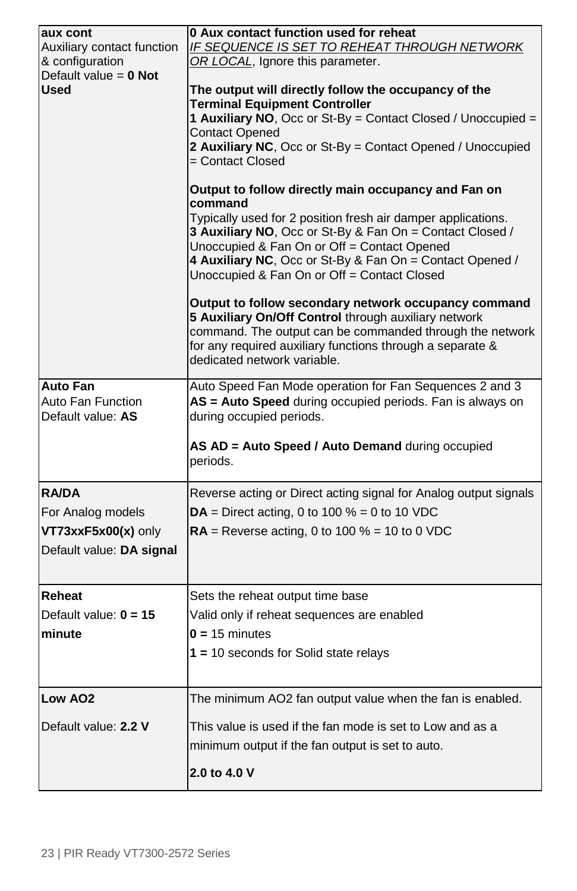| | |
|---|---|
| **aux cont**<br>Auxiliary contact function & configuration<br>Default value = **0 Not Used** | **0 Aux contact function used for reheat**<br>*IF SEQUENCE IS SET TO REHEAT THROUGH NETWORK OR LOCAL*, Ignore this parameter.<br><br>**The output will directly follow the occupancy of the Terminal Equipment Controller**<br>**1 Auxiliary NO**, Occ or St-By = Contact Closed / Unoccupied = Contact Opened<br>**2 Auxiliary NC**, Occ or St-By = Contact Opened / Unoccupied = Contact Closed<br><br>**Output to follow directly main occupancy and Fan on command**<br>Typically used for 2 position fresh air damper applications.<br>**3 Auxiliary NO**, Occ or St-By & Fan On = Contact Closed / Unoccupied & Fan On or Off = Contact Opened<br>**4 Auxiliary NC**, Occ or St-By & Fan On = Contact Opened / Unoccupied & Fan On or Off = Contact Closed<br><br>**Output to follow secondary network occupancy command**<br>**5 Auxiliary On/Off Control** through auxiliary network command. The output can be commanded through the network for any required auxiliary functions through a separate & dedicated network variable. |
| **Auto Fan**<br>Auto Fan Function<br>Default value: **AS** | Auto Speed Fan Mode operation for Fan Sequences 2 and 3<br>**AS = Auto Speed** during occupied periods. Fan is always on during occupied periods.<br><br>**AS AD = Auto Speed / Auto Demand** during occupied periods. |
| **RA/DA**<br>For Analog models<br>**VT73xxF5x00(x)** only<br>Default value: **DA signal** | Reverse acting or Direct acting signal for Analog output signals<br>**DA** = Direct acting, 0 to 100 % = 0 to 10 VDC<br>**RA** = Reverse acting, 0 to 100 % = 10 to 0 VDC |
| **Reheat**<br>Default value: **0 = 15 minute** | Sets the reheat output time base<br>Valid only if reheat sequences are enabled<br>**0 =** 15 minutes<br>**1 =** 10 seconds for Solid state relays |
| **Low AO2**<br><br>Default value: **2.2 V** | The minimum AO2 fan output value when the fan is enabled.<br><br>This value is used if the fan mode is set to Low and as a minimum output if the fan output is set to auto.<br><br>**2.0 to 4.0 V** |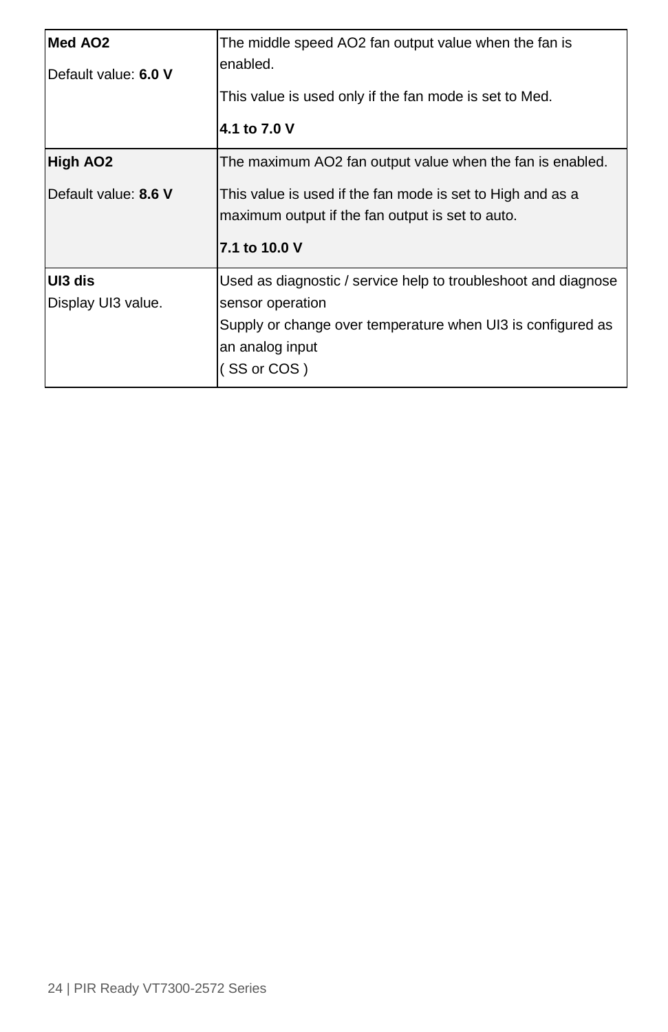| | |
|---|---|
| **Med AO2**<br><br>Default value: **6.0 V** | The middle speed AO2 fan output value when the fan is enabled.<br><br>This value is used only if the fan mode is set to Med.<br><br>**4.1 to 7.0 V** |
| **High AO2**<br><br>Default value: **8.6 V** | The maximum AO2 fan output value when the fan is enabled.<br><br>This value is used if the fan mode is set to High and as a maximum output if the fan output is set to auto.<br><br>**7.1 to 10.0 V** |
| **UI3 dis**<br>Display UI3 value. | Used as diagnostic / service help to troubleshoot and diagnose sensor operation<br>Supply or change over temperature when UI3 is configured as an analog input<br>( SS or COS ) |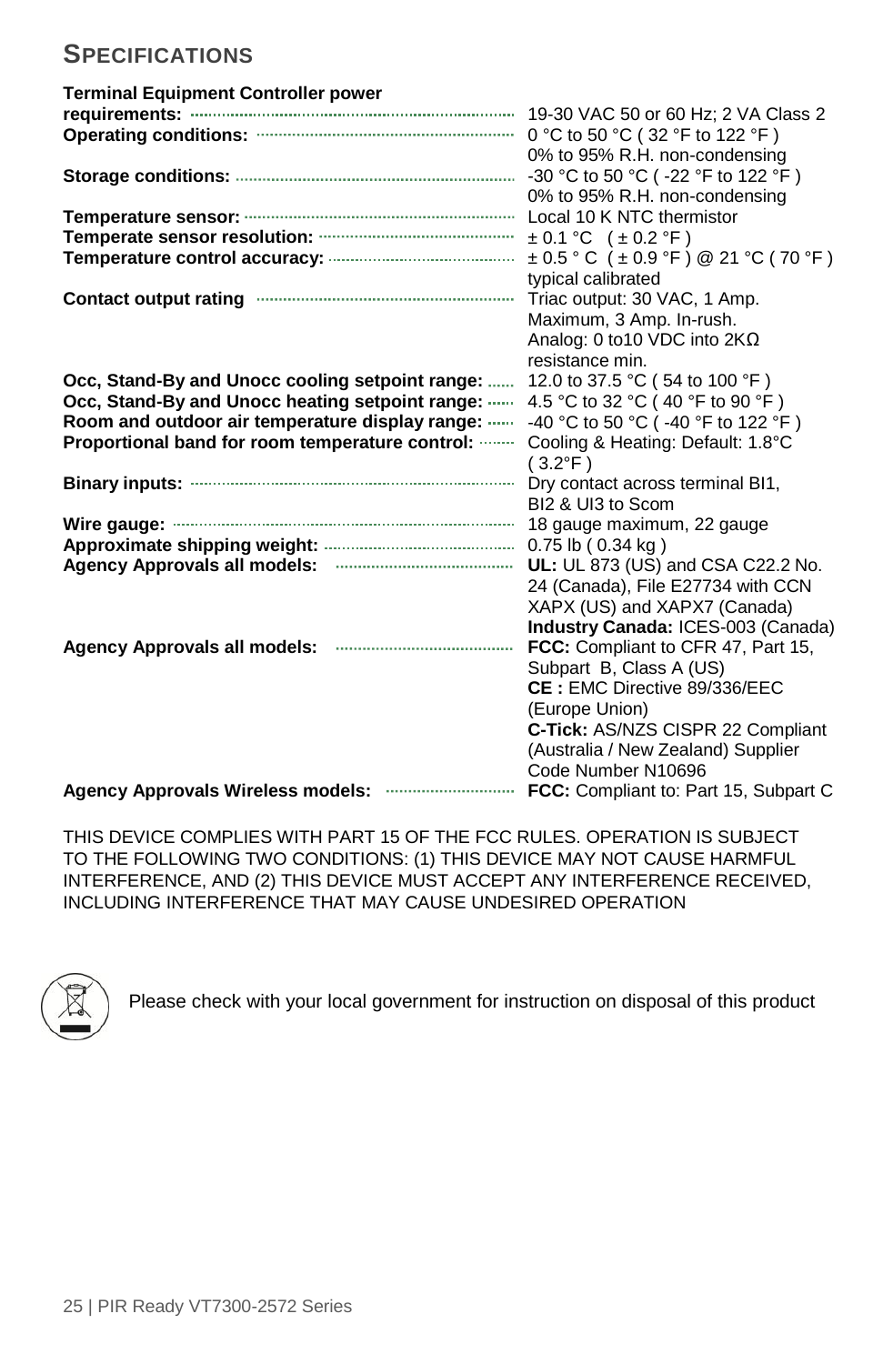## SPECIFICATIONS

| | |
|---|---|
| **Terminal Equipment Controller power requirements:** | 19-30 VAC 50 or 60 Hz; 2 VA Class 2 |
| **Operating conditions:** | 0 °C to 50 °C ( 32 °F to 122 °F ) 0% to 95% R.H. non-condensing |
| **Storage conditions:** | -30 °C to 50 °C ( -22 °F to 122 °F ) 0% to 95% R.H. non-condensing |
| **Temperature sensor:** | Local 10 K NTC thermistor |
| **Temperate sensor resolution:** | ± 0.1 °C ( ± 0.2 °F ) |
| **Temperature control accuracy:** | ± 0.5 ° C ( ± 0.9 °F ) @ 21 °C ( 70 °F ) typical calibrated |
| **Contact output rating** | Triac output: 30 VAC, 1 Amp. Maximum, 3 Amp. In-rush. Analog: 0 to10 VDC into 2KΩ resistance min. |
| **Occ, Stand-By and Unocc cooling setpoint range:** | 12.0 to 37.5 °C ( 54 to 100 °F ) |
| **Occ, Stand-By and Unocc heating setpoint range:** | 4.5 °C to 32 °C ( 40 °F to 90 °F ) |
| **Room and outdoor air temperature display range:** | -40 °C to 50 °C ( -40 °F to 122 °F ) |
| **Proportional band for room temperature control:** | Cooling & Heating: Default: 1.8°C ( 3.2°F ) |
| **Binary inputs:** | Dry contact across terminal BI1, BI2 & UI3 to Scom |
| **Wire gauge:** | 18 gauge maximum, 22 gauge |
| **Approximate shipping weight:** | 0.75 lb ( 0.34 kg ) |
| **Agency Approvals all models:** | **UL:** UL 873 (US) and CSA C22.2 No. 24 (Canada), File E27734 with CCN XAPX (US) and XAPX7 (Canada) **Industry Canada:** ICES-003 (Canada) |
| **Agency Approvals all models:** | **FCC:** Compliant to CFR 47, Part 15, Subpart B, Class A (US) **CE :** EMC Directive 89/336/EEC (Europe Union) **C-Tick:** AS/NZS CISPR 22 Compliant (Australia / New Zealand) Supplier Code Number N10696 |
| **Agency Approvals Wireless models:** | **FCC:** Compliant to: Part 15, Subpart C |

THIS DEVICE COMPLIES WITH PART 15 OF THE FCC RULES. OPERATION IS SUBJECT TO THE FOLLOWING TWO CONDITIONS: (1) THIS DEVICE MAY NOT CAUSE HARMFUL INTERFERENCE, AND (2) THIS DEVICE MUST ACCEPT ANY INTERFERENCE RECEIVED, INCLUDING INTERFERENCE THAT MAY CAUSE UNDESIRED OPERATION

Please check with your local government for instruction on disposal of this product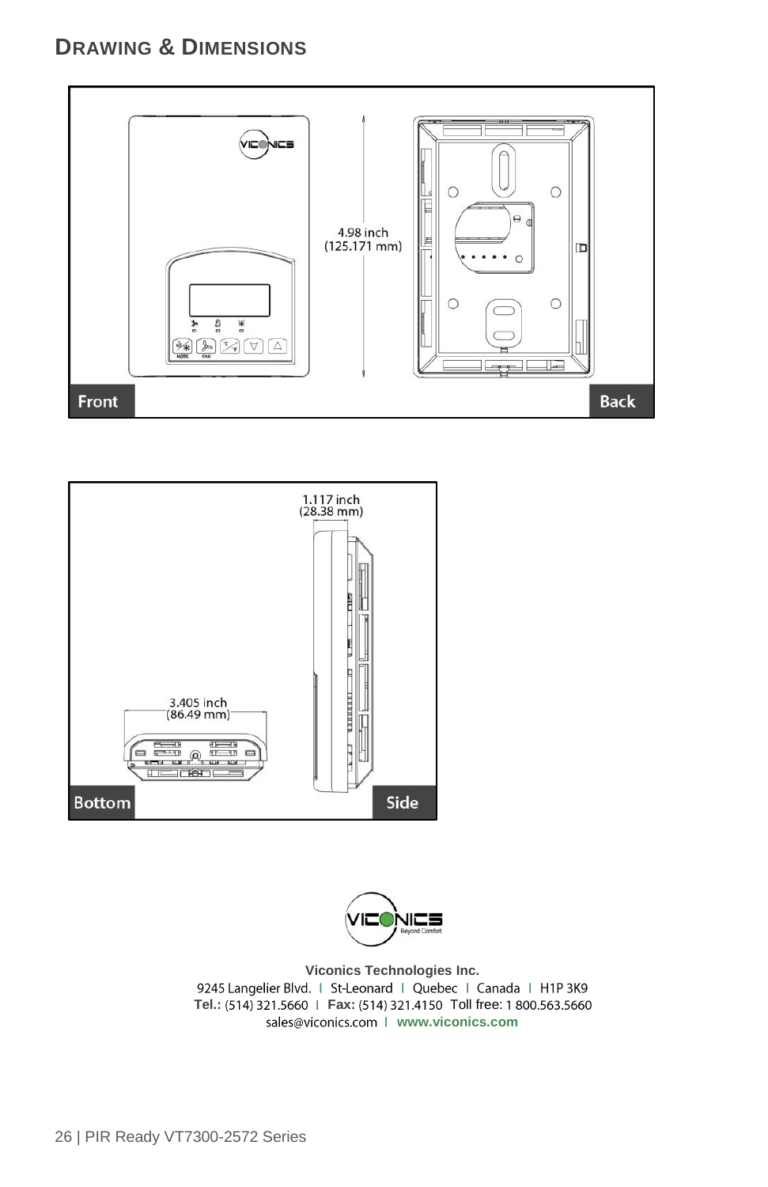## DRAWING & DIMENSIONS

4.98 inch
(125.171 mm)

Front

Back

1.117 inch
(28.38 mm)

3.405 inch
(86.49 mm)

Bottom

Side

**Viconics Technologies Inc.**

9245 Langelier Blvd. | St-Leonard | Quebec | Canada | H1P 3K9

**Tel.:** (514) 321.5660 | **Fax:** (514) 321.4150 Toll free: 1 800.563.5660

sales@viconics.com | **www.viconics.com**